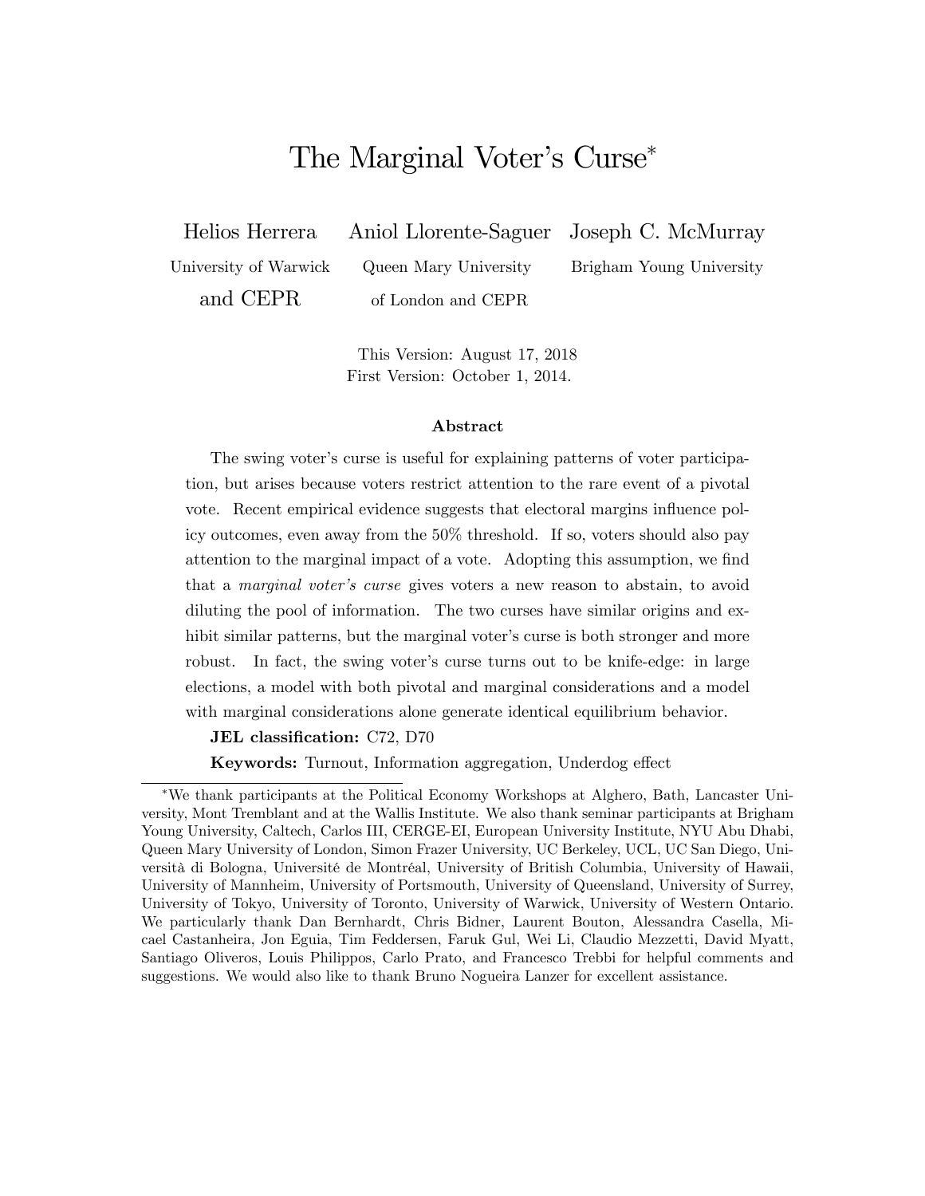# The Marginal Voter's Curse*

Helios Herrera
University of Warwick
and CEPR

Aniol Llorente-Saguer
Queen Mary University
of London and CEPR

Joseph C. McMurray
Brigham Young University

This Version: August 17, 2018
First Version: October 1, 2014.

### Abstract

The swing voter's curse is useful for explaining patterns of voter participation, but arises because voters restrict attention to the rare event of a pivotal vote. Recent empirical evidence suggests that electoral margins influence policy outcomes, even away from the 50% threshold. If so, voters should also pay attention to the marginal impact of a vote. Adopting this assumption, we find that a *marginal voter's curse* gives voters a new reason to abstain, to avoid diluting the pool of information. The two curses have similar origins and exhibit similar patterns, but the marginal voter's curse is both stronger and more robust. In fact, the swing voter's curse turns out to be knife-edge: in large elections, a model with both pivotal and marginal considerations and a model with marginal considerations alone generate identical equilibrium behavior.

**JEL classification:** C72, D70

**Keywords:** Turnout, Information aggregation, Underdog effect

---

*We thank participants at the Political Economy Workshops at Alghero, Bath, Lancaster University, Mont Tremblant and at the Wallis Institute. We also thank seminar participants at Brigham Young University, Caltech, Carlos III, CERGE-EI, European University Institute, NYU Abu Dhabi, Queen Mary University of London, Simon Frazer University, UC Berkeley, UCL, UC San Diego, Università di Bologna, Université de Montréal, University of British Columbia, University of Hawaii, University of Mannheim, University of Portsmouth, University of Queensland, University of Surrey, University of Tokyo, University of Toronto, University of Warwick, University of Western Ontario. We particularly thank Dan Bernhardt, Chris Bidner, Laurent Bouton, Alessandra Casella, Micael Castanheira, Jon Eguia, Tim Feddersen, Faruk Gul, Wei Li, Claudio Mezzetti, David Myatt, Santiago Oliveros, Louis Philippos, Carlo Prato, and Francesco Trebbi for helpful comments and suggestions. We would also like to thank Bruno Nogueira Lanzer for excellent assistance.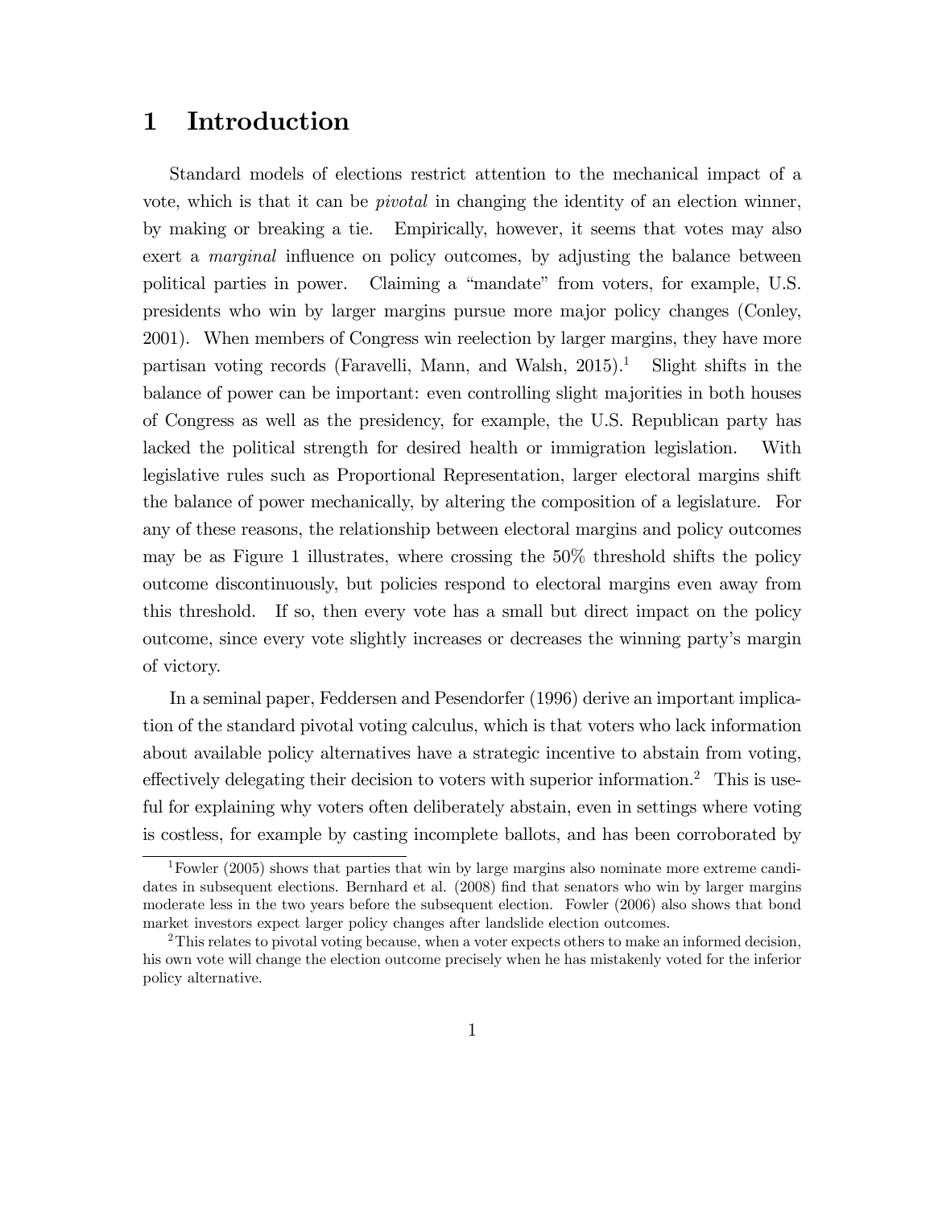# 1 Introduction

Standard models of elections restrict attention to the mechanical impact of a vote, which is that it can be *pivotal* in changing the identity of an election winner, by making or breaking a tie. Empirically, however, it seems that votes may also exert a *marginal* influence on policy outcomes, by adjusting the balance between political parties in power. Claiming a "mandate" from voters, for example, U.S. presidents who win by larger margins pursue more major policy changes (Conley, 2001). When members of Congress win reelection by larger margins, they have more partisan voting records (Faravelli, Mann, and Walsh, 2015).[1] Slight shifts in the balance of power can be important: even controlling slight majorities in both houses of Congress as well as the presidency, for example, the U.S. Republican party has lacked the political strength for desired health or immigration legislation. With legislative rules such as Proportional Representation, larger electoral margins shift the balance of power mechanically, by altering the composition of a legislature. For any of these reasons, the relationship between electoral margins and policy outcomes may be as Figure 1 illustrates, where crossing the 50% threshold shifts the policy outcome discontinuously, but policies respond to electoral margins even away from this threshold. If so, then every vote has a small but direct impact on the policy outcome, since every vote slightly increases or decreases the winning party's margin of victory.

In a seminal paper, Feddersen and Pesendorfer (1996) derive an important implication of the standard pivotal voting calculus, which is that voters who lack information about available policy alternatives have a strategic incentive to abstain from voting, effectively delegating their decision to voters with superior information.[2] This is useful for explaining why voters often deliberately abstain, even in settings where voting is costless, for example by casting incomplete ballots, and has been corroborated by

[1] Fowler (2005) shows that parties that win by large margins also nominate more extreme candidates in subsequent elections. Bernhard et al. (2008) find that senators who win by larger margins moderate less in the two years before the subsequent election. Fowler (2006) also shows that bond market investors expect larger policy changes after landslide election outcomes.

[2] This relates to pivotal voting because, when a voter expects others to make an informed decision, his own vote will change the election outcome precisely when he has mistakenly voted for the inferior policy alternative.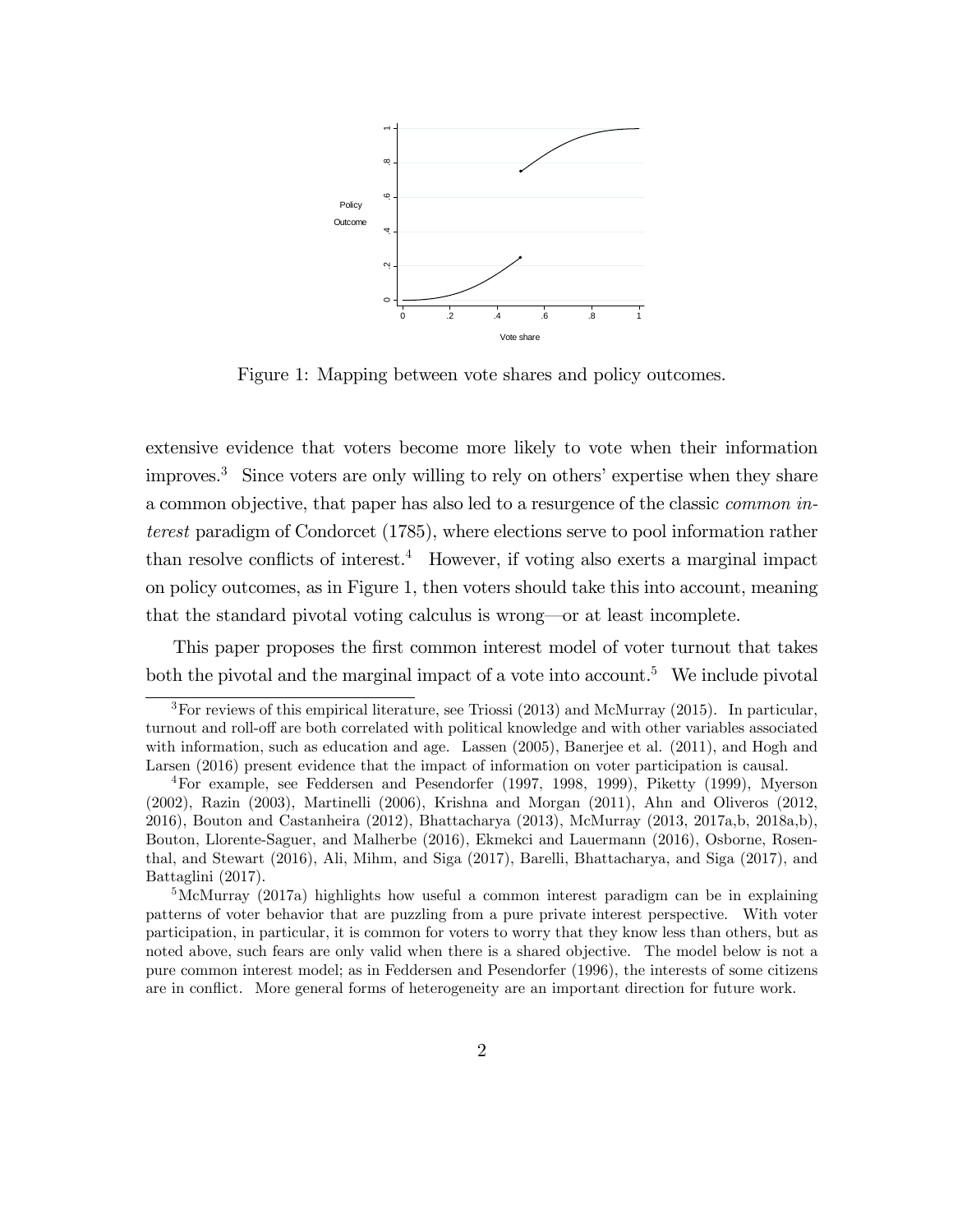Figure 1: Mapping between vote shares and policy outcomes.

extensive evidence that voters become more likely to vote when their information improves.[3] Since voters are only willing to rely on others' expertise when they share a common objective, that paper has also led to a resurgence of the classic *common interest* paradigm of Condorcet (1785), where elections serve to pool information rather than resolve conflicts of interest.[4] However, if voting also exerts a marginal impact on policy outcomes, as in Figure 1, then voters should take this into account, meaning that the standard pivotal voting calculus is wrong—or at least incomplete.

This paper proposes the first common interest model of voter turnout that takes both the pivotal and the marginal impact of a vote into account.[5] We include pivotal

---

[3] For reviews of this empirical literature, see Triossi (2013) and McMurray (2015). In particular, turnout and roll-off are both correlated with political knowledge and with other variables associated with information, such as education and age. Lassen (2005), Banerjee et al. (2011), and Hogh and Larsen (2016) present evidence that the impact of information on voter participation is causal.

[4] For example, see Feddersen and Pesendorfer (1997, 1998, 1999), Piketty (1999), Myerson (2002), Razin (2003), Martinelli (2006), Krishna and Morgan (2011), Ahn and Oliveros (2012, 2016), Bouton and Castanheira (2012), Bhattacharya (2013), McMurray (2013, 2017a,b, 2018a,b), Bouton, Llorente-Saguer, and Malherbe (2016), Ekmekci and Lauermann (2016), Osborne, Rosenthal, and Stewart (2016), Ali, Mihm, and Siga (2017), Barelli, Bhattacharya, and Siga (2017), and Battaglini (2017).

[5] McMurray (2017a) highlights how useful a common interest paradigm can be in explaining patterns of voter behavior that are puzzling from a pure private interest perspective. With voter participation, in particular, it is common for voters to worry that they know less than others, but as noted above, such fears are only valid when there is a shared objective. The model below is not a pure common interest model; as in Feddersen and Pesendorfer (1996), the interests of some citizens are in conflict. More general forms of heterogeneity are an important direction for future work.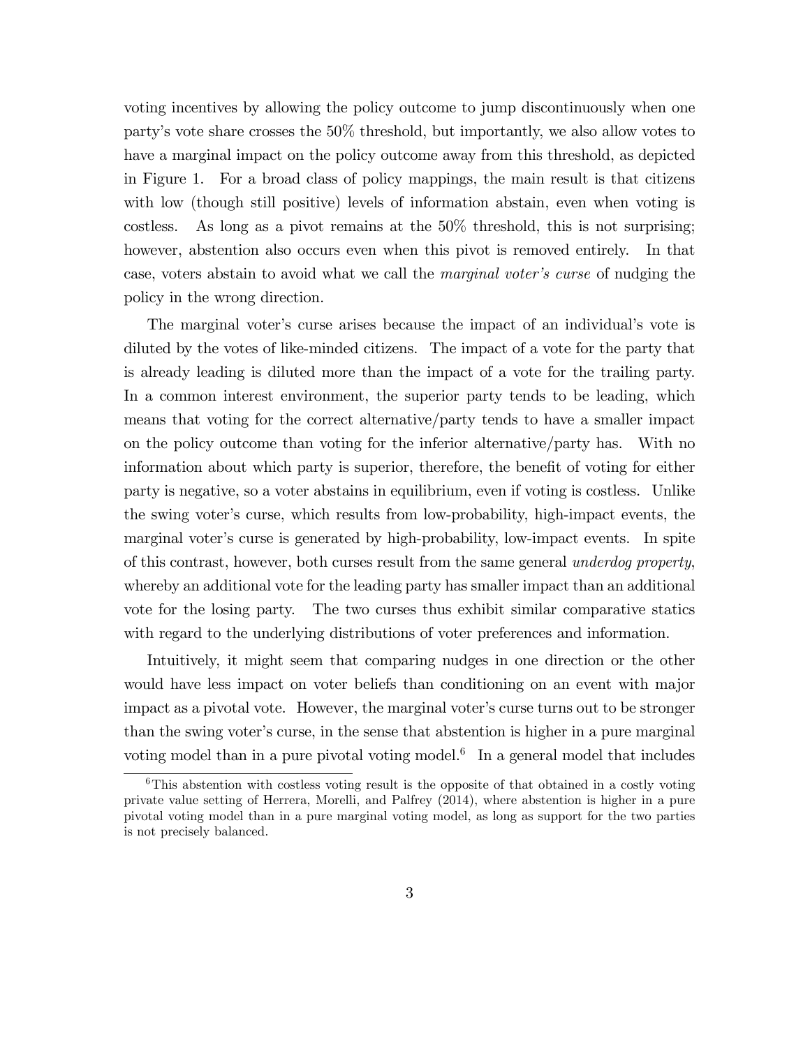voting incentives by allowing the policy outcome to jump discontinuously when one party's vote share crosses the 50% threshold, but importantly, we also allow votes to have a marginal impact on the policy outcome away from this threshold, as depicted in Figure 1. For a broad class of policy mappings, the main result is that citizens with low (though still positive) levels of information abstain, even when voting is costless. As long as a pivot remains at the 50% threshold, this is not surprising; however, abstention also occurs even when this pivot is removed entirely. In that case, voters abstain to avoid what we call the *marginal voter's curse* of nudging the policy in the wrong direction.

The marginal voter's curse arises because the impact of an individual's vote is diluted by the votes of like-minded citizens. The impact of a vote for the party that is already leading is diluted more than the impact of a vote for the trailing party. In a common interest environment, the superior party tends to be leading, which means that voting for the correct alternative/party tends to have a smaller impact on the policy outcome than voting for the inferior alternative/party has. With no information about which party is superior, therefore, the benefit of voting for either party is negative, so a voter abstains in equilibrium, even if voting is costless. Unlike the swing voter's curse, which results from low-probability, high-impact events, the marginal voter's curse is generated by high-probability, low-impact events. In spite of this contrast, however, both curses result from the same general *underdog property*, whereby an additional vote for the leading party has smaller impact than an additional vote for the losing party. The two curses thus exhibit similar comparative statics with regard to the underlying distributions of voter preferences and information.

Intuitively, it might seem that comparing nudges in one direction or the other would have less impact on voter beliefs than conditioning on an event with major impact as a pivotal vote. However, the marginal voter's curse turns out to be stronger than the swing voter's curse, in the sense that abstention is higher in a pure marginal voting model than in a pure pivotal voting model.[6] In a general model that includes

[6]This abstention with costless voting result is the opposite of that obtained in a costly voting private value setting of Herrera, Morelli, and Palfrey (2014), where abstention is higher in a pure pivotal voting model than in a pure marginal voting model, as long as support for the two parties is not precisely balanced.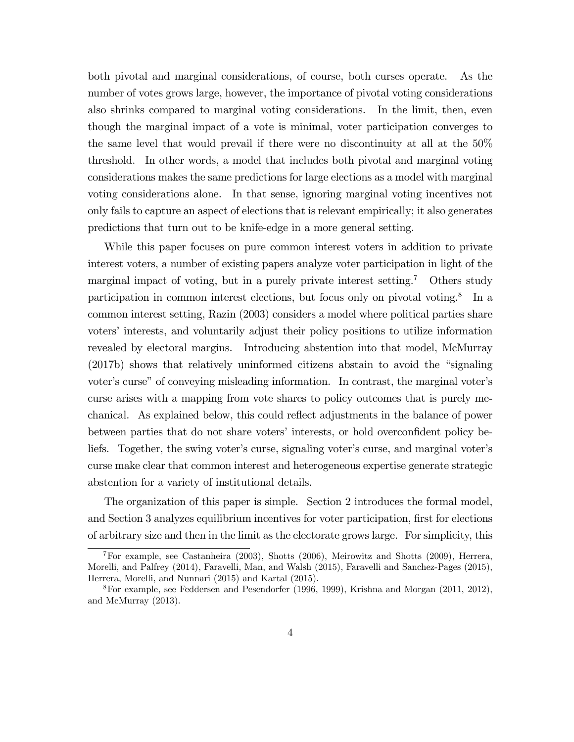both pivotal and marginal considerations, of course, both curses operate. As the number of votes grows large, however, the importance of pivotal voting considerations also shrinks compared to marginal voting considerations. In the limit, then, even though the marginal impact of a vote is minimal, voter participation converges to the same level that would prevail if there were no discontinuity at all at the 50% threshold. In other words, a model that includes both pivotal and marginal voting considerations makes the same predictions for large elections as a model with marginal voting considerations alone. In that sense, ignoring marginal voting incentives not only fails to capture an aspect of elections that is relevant empirically; it also generates predictions that turn out to be knife-edge in a more general setting.

While this paper focuses on pure common interest voters in addition to private interest voters, a number of existing papers analyze voter participation in light of the marginal impact of voting, but in a purely private interest setting.[7] Others study participation in common interest elections, but focus only on pivotal voting.[8] In a common interest setting, Razin (2003) considers a model where political parties share voters' interests, and voluntarily adjust their policy positions to utilize information revealed by electoral margins. Introducing abstention into that model, McMurray (2017b) shows that relatively uninformed citizens abstain to avoid the "signaling voter's curse" of conveying misleading information. In contrast, the marginal voter's curse arises with a mapping from vote shares to policy outcomes that is purely mechanical. As explained below, this could reflect adjustments in the balance of power between parties that do not share voters' interests, or hold overconfident policy beliefs. Together, the swing voter's curse, signaling voter's curse, and marginal voter's curse make clear that common interest and heterogeneous expertise generate strategic abstention for a variety of institutional details.

The organization of this paper is simple. Section 2 introduces the formal model, and Section 3 analyzes equilibrium incentives for voter participation, first for elections of arbitrary size and then in the limit as the electorate grows large. For simplicity, this

[7] For example, see Castanheira (2003), Shotts (2006), Meirowitz and Shotts (2009), Herrera, Morelli, and Palfrey (2014), Faravelli, Man, and Walsh (2015), Faravelli and Sanchez-Pages (2015), Herrera, Morelli, and Nunnari (2015) and Kartal (2015).

[8] For example, see Feddersen and Pesendorfer (1996, 1999), Krishna and Morgan (2011, 2012), and McMurray (2013).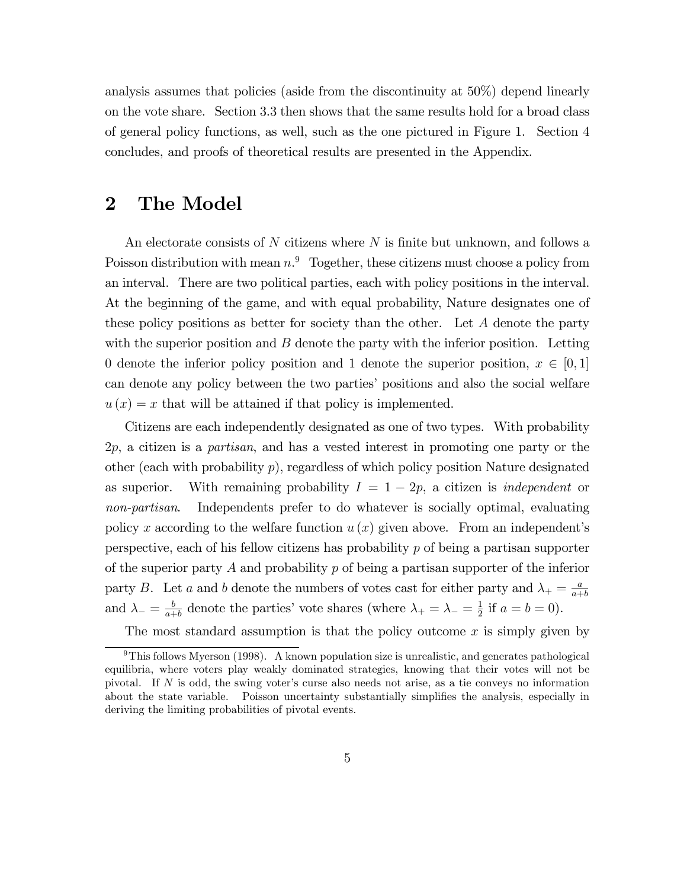analysis assumes that policies (aside from the discontinuity at 50%) depend linearly on the vote share. Section 3.3 then shows that the same results hold for a broad class of general policy functions, as well, such as the one pictured in Figure 1. Section 4 concludes, and proofs of theoretical results are presented in the Appendix.

# 2 The Model

An electorate consists of $N$ citizens where $N$ is finite but unknown, and follows a Poisson distribution with mean $n$.[9] Together, these citizens must choose a policy from an interval. There are two political parties, each with policy positions in the interval. At the beginning of the game, and with equal probability, Nature designates one of these policy positions as better for society than the other. Let $A$ denote the party with the superior position and $B$ denote the party with the inferior position. Letting 0 denote the inferior policy position and 1 denote the superior position, $x \in [0, 1]$ can denote any policy between the two parties' positions and also the social welfare $u(x) = x$ that will be attained if that policy is implemented.

Citizens are each independently designated as one of two types. With probability $2p$, a citizen is a *partisan*, and has a vested interest in promoting one party or the other (each with probability $p$), regardless of which policy position Nature designated as superior. With remaining probability $I = 1 - 2p$, a citizen is *independent* or *non-partisan*. Independents prefer to do whatever is socially optimal, evaluating policy $x$ according to the welfare function $u(x)$ given above. From an independent's perspective, each of his fellow citizens has probability $p$ of being a partisan supporter of the superior party $A$ and probability $p$ of being a partisan supporter of the inferior party $B$. Let $a$ and $b$ denote the numbers of votes cast for either party and $\lambda_+ = \frac{a}{a+b}$ and $\lambda_- = \frac{b}{a+b}$ denote the parties' vote shares (where $\lambda_+ = \lambda_- = \frac{1}{2}$ if $a = b = 0$).

The most standard assumption is that the policy outcome $x$ is simply given by

[9] This follows Myerson (1998). A known population size is unrealistic, and generates pathological equilibria, where voters play weakly dominated strategies, knowing that their votes will not be pivotal. If $N$ is odd, the swing voter's curse also needs not arise, as a tie conveys no information about the state variable. Poisson uncertainty substantially simplifies the analysis, especially in deriving the limiting probabilities of pivotal events.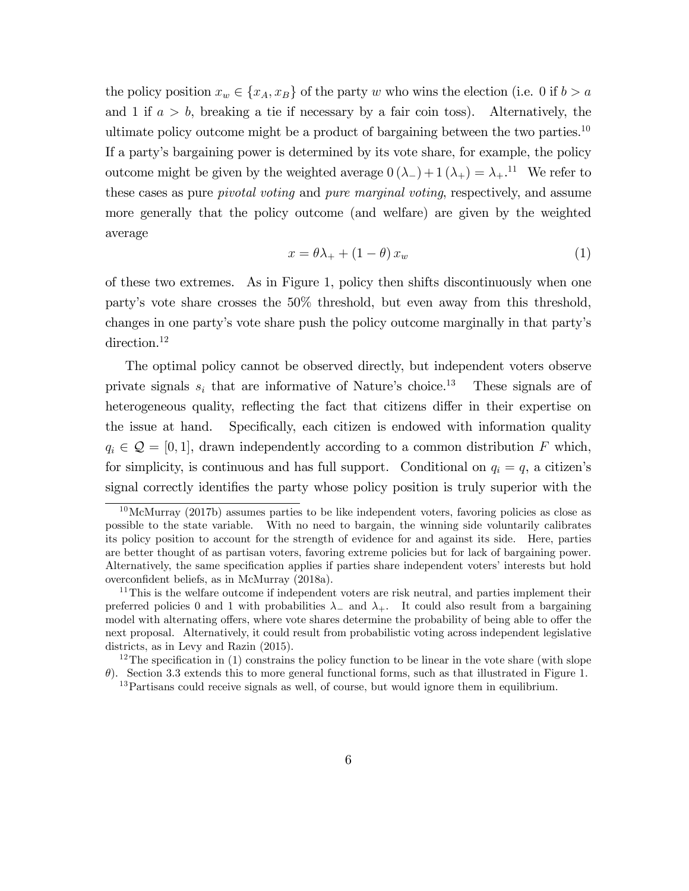the policy position $x_w \in \{x_A, x_B\}$ of the party $w$ who wins the election (i.e. 0 if $b > a$ and 1 if $a > b$, breaking a tie if necessary by a fair coin toss). Alternatively, the ultimate policy outcome might be a product of bargaining between the two parties.[10] If a party's bargaining power is determined by its vote share, for example, the policy outcome might be given by the weighted average $0(\lambda_-) + 1(\lambda_+) = \lambda_+$.[11] We refer to these cases as pure *pivotal voting* and *pure marginal voting*, respectively, and assume more generally that the policy outcome (and welfare) are given by the weighted average

$$x = \theta\lambda_+ + (1-\theta)\, x_w \tag{1}$$

of these two extremes. As in Figure 1, policy then shifts discontinuously when one party's vote share crosses the 50% threshold, but even away from this threshold, changes in one party's vote share push the policy outcome marginally in that party's direction.[12]

The optimal policy cannot be observed directly, but independent voters observe private signals $s_i$ that are informative of Nature's choice.[13] These signals are of heterogeneous quality, reflecting the fact that citizens differ in their expertise on the issue at hand. Specifically, each citizen is endowed with information quality $q_i \in \mathcal{Q} = [0, 1]$, drawn independently according to a common distribution $F$ which, for simplicity, is continuous and has full support. Conditional on $q_i = q$, a citizen's signal correctly identifies the party whose policy position is truly superior with the

[10] McMurray (2017b) assumes parties to be like independent voters, favoring policies as close as possible to the state variable. With no need to bargain, the winning side voluntarily calibrates its policy position to account for the strength of evidence for and against its side. Here, parties are better thought of as partisan voters, favoring extreme policies but for lack of bargaining power. Alternatively, the same specification applies if parties share independent voters' interests but hold overconfident beliefs, as in McMurray (2018a).

[11] This is the welfare outcome if independent voters are risk neutral, and parties implement their preferred policies 0 and 1 with probabilities $\lambda_-$ and $\lambda_+$. It could also result from a bargaining model with alternating offers, where vote shares determine the probability of being able to offer the next proposal. Alternatively, it could result from probabilistic voting across independent legislative districts, as in Levy and Razin (2015).

[12] The specification in (1) constrains the policy function to be linear in the vote share (with slope $\theta$). Section 3.3 extends this to more general functional forms, such as that illustrated in Figure 1.

[13] Partisans could receive signals as well, of course, but would ignore them in equilibrium.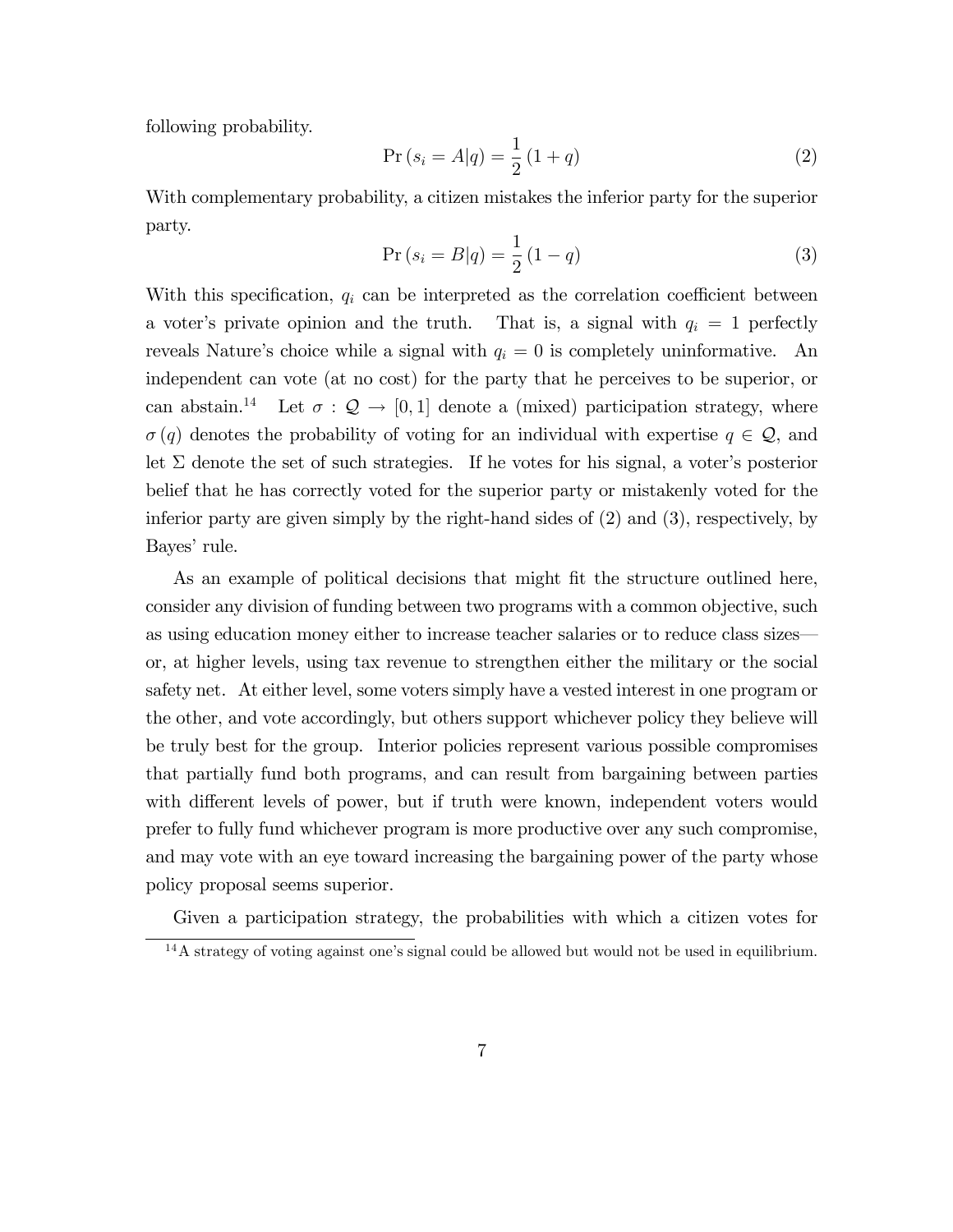following probability.

$$\Pr(s_i = A|q) = \frac{1}{2}(1+q) \tag{2}$$

With complementary probability, a citizen mistakes the inferior party for the superior party.

$$\Pr(s_i = B|q) = \frac{1}{2}(1-q) \tag{3}$$

With this specification, $q_i$ can be interpreted as the correlation coefficient between a voter's private opinion and the truth. That is, a signal with $q_i = 1$ perfectly reveals Nature's choice while a signal with $q_i = 0$ is completely uninformative. An independent can vote (at no cost) for the party that he perceives to be superior, or can abstain.[14] Let $\sigma : \mathcal{Q} \to [0,1]$ denote a (mixed) participation strategy, where $\sigma(q)$ denotes the probability of voting for an individual with expertise $q \in \mathcal{Q}$, and let $\Sigma$ denote the set of such strategies. If he votes for his signal, a voter's posterior belief that he has correctly voted for the superior party or mistakenly voted for the inferior party are given simply by the right-hand sides of (2) and (3), respectively, by Bayes' rule.

As an example of political decisions that might fit the structure outlined here, consider any division of funding between two programs with a common objective, such as using education money either to increase teacher salaries or to reduce class sizes—or, at higher levels, using tax revenue to strengthen either the military or the social safety net. At either level, some voters simply have a vested interest in one program or the other, and vote accordingly, but others support whichever policy they believe will be truly best for the group. Interior policies represent various possible compromises that partially fund both programs, and can result from bargaining between parties with different levels of power, but if truth were known, independent voters would prefer to fully fund whichever program is more productive over any such compromise, and may vote with an eye toward increasing the bargaining power of the party whose policy proposal seems superior.

Given a participation strategy, the probabilities with which a citizen votes for

[14] A strategy of voting against one's signal could be allowed but would not be used in equilibrium.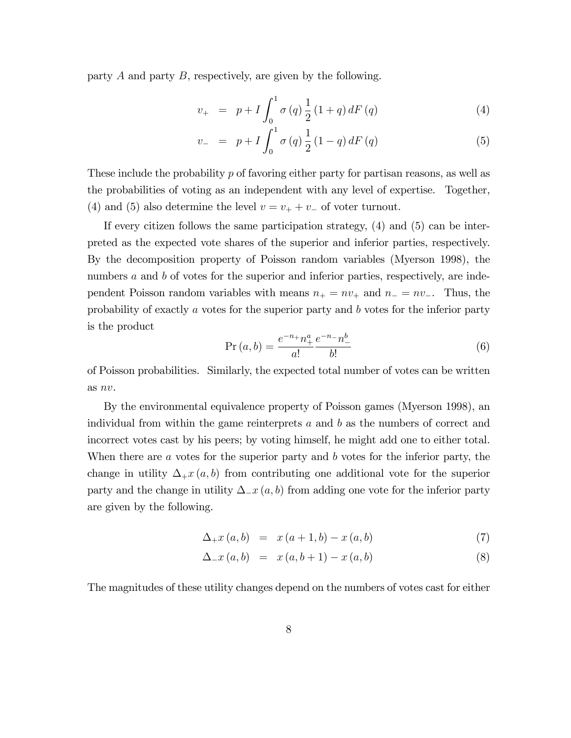party $A$ and party $B$, respectively, are given by the following.

$$v_{+} = p + I \int_{0}^{1} \sigma(q) \frac{1}{2} (1+q) \, dF(q) \tag{4}$$

$$v_{-} = p + I \int_{0}^{1} \sigma(q) \frac{1}{2} (1-q) \, dF(q) \tag{5}$$

These include the probability $p$ of favoring either party for partisan reasons, as well as the probabilities of voting as an independent with any level of expertise. Together, (4) and (5) also determine the level $v = v_{+} + v_{-}$ of voter turnout.

If every citizen follows the same participation strategy, (4) and (5) can be interpreted as the expected vote shares of the superior and inferior parties, respectively. By the decomposition property of Poisson random variables (Myerson 1998), the numbers $a$ and $b$ of votes for the superior and inferior parties, respectively, are independent Poisson random variables with means $n_{+} = nv_{+}$ and $n_{-} = nv_{-}$. Thus, the probability of exactly $a$ votes for the superior party and $b$ votes for the inferior party is the product

$$\Pr(a, b) = \frac{e^{-n_{+}} n_{+}^{a}}{a!} \frac{e^{-n_{-}} n_{-}^{b}}{b!} \tag{6}$$

of Poisson probabilities. Similarly, the expected total number of votes can be written as $nv$.

By the environmental equivalence property of Poisson games (Myerson 1998), an individual from within the game reinterprets $a$ and $b$ as the numbers of correct and incorrect votes cast by his peers; by voting himself, he might add one to either total. When there are $a$ votes for the superior party and $b$ votes for the inferior party, the change in utility $\Delta_{+}x(a, b)$ from contributing one additional vote for the superior party and the change in utility $\Delta_{-}x(a, b)$ from adding one vote for the inferior party are given by the following.

$$\Delta_{+}x(a, b) = x(a+1, b) - x(a, b) \tag{7}$$

$$\Delta_{-}x(a, b) = x(a, b+1) - x(a, b) \tag{8}$$

The magnitudes of these utility changes depend on the numbers of votes cast for either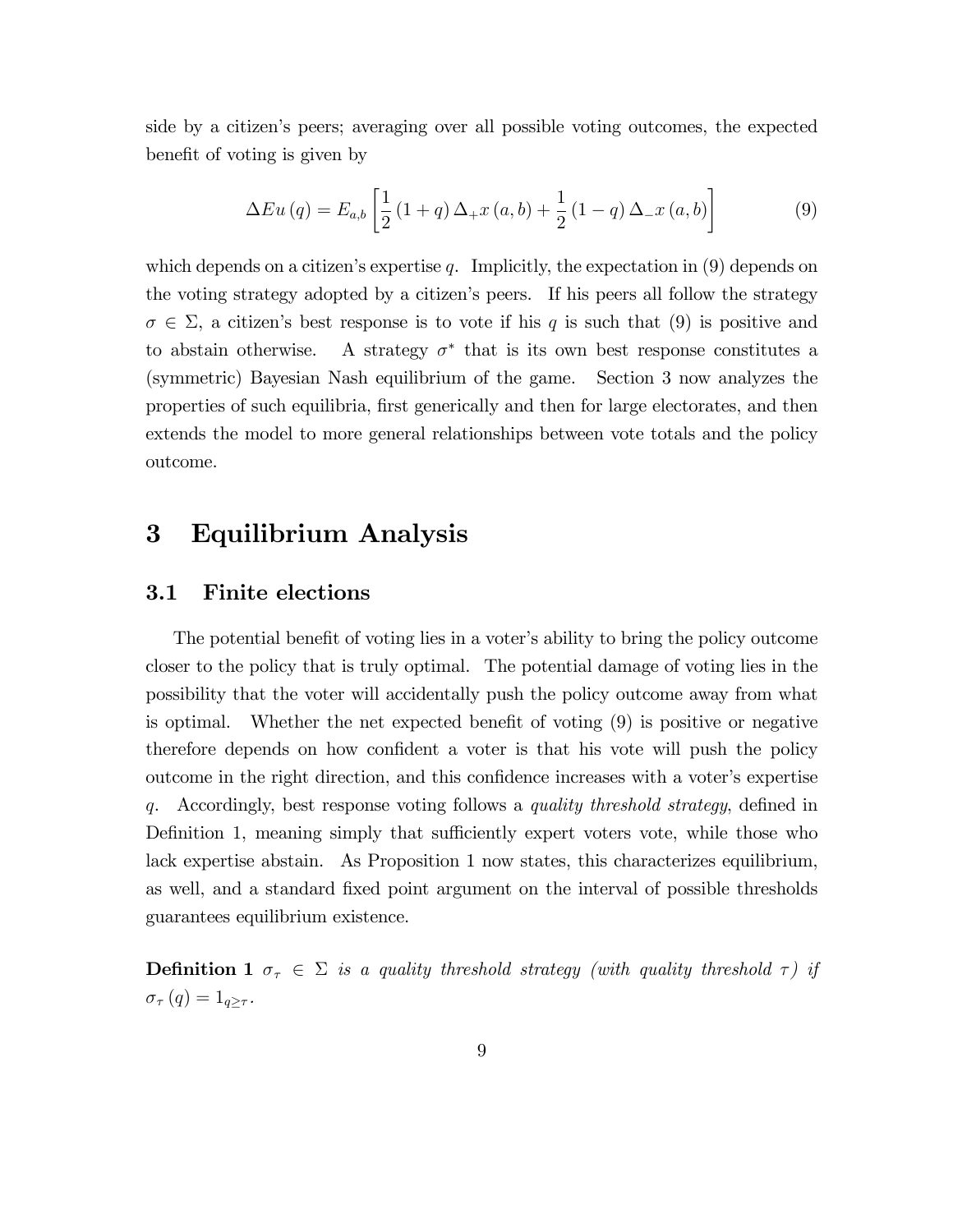side by a citizen's peers; averaging over all possible voting outcomes, the expected benefit of voting is given by

$$\Delta Eu(q) = E_{a,b}\left[\frac{1}{2}(1+q)\Delta_{+}x(a,b) + \frac{1}{2}(1-q)\Delta_{-}x(a,b)\right] \tag{9}$$

which depends on a citizen's expertise $q$. Implicitly, the expectation in (9) depends on the voting strategy adopted by a citizen's peers. If his peers all follow the strategy $\sigma \in \Sigma$, a citizen's best response is to vote if his $q$ is such that (9) is positive and to abstain otherwise. A strategy $\sigma^*$ that is its own best response constitutes a (symmetric) Bayesian Nash equilibrium of the game. Section 3 now analyzes the properties of such equilibria, first generically and then for large electorates, and then extends the model to more general relationships between vote totals and the policy outcome.

# 3 Equilibrium Analysis

## 3.1 Finite elections

The potential benefit of voting lies in a voter's ability to bring the policy outcome closer to the policy that is truly optimal. The potential damage of voting lies in the possibility that the voter will accidentally push the policy outcome away from what is optimal. Whether the net expected benefit of voting (9) is positive or negative therefore depends on how confident a voter is that his vote will push the policy outcome in the right direction, and this confidence increases with a voter's expertise $q$. Accordingly, best response voting follows a *quality threshold strategy*, defined in Definition 1, meaning simply that sufficiently expert voters vote, while those who lack expertise abstain. As Proposition 1 now states, this characterizes equilibrium, as well, and a standard fixed point argument on the interval of possible thresholds guarantees equilibrium existence.

**Definition 1** *$\sigma_\tau \in \Sigma$ is a quality threshold strategy (with quality threshold $\tau$) if $\sigma_\tau(q) = 1_{q \geq \tau}$.*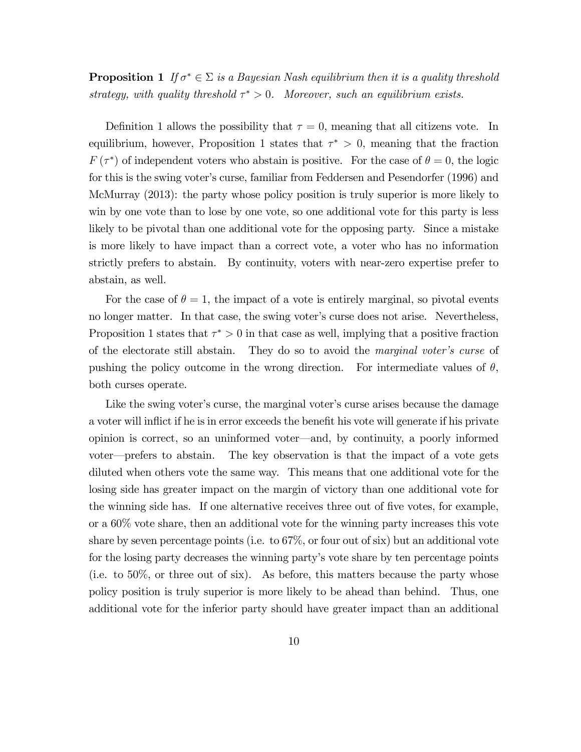**Proposition 1** *If $\sigma^* \in \Sigma$ is a Bayesian Nash equilibrium then it is a quality threshold strategy, with quality threshold $\tau^* > 0$. Moreover, such an equilibrium exists.*

Definition 1 allows the possibility that $\tau = 0$, meaning that all citizens vote. In equilibrium, however, Proposition 1 states that $\tau^* > 0$, meaning that the fraction $F(\tau^*)$ of independent voters who abstain is positive. For the case of $\theta = 0$, the logic for this is the swing voter's curse, familiar from Feddersen and Pesendorfer (1996) and McMurray (2013): the party whose policy position is truly superior is more likely to win by one vote than to lose by one vote, so one additional vote for this party is less likely to be pivotal than one additional vote for the opposing party. Since a mistake is more likely to have impact than a correct vote, a voter who has no information strictly prefers to abstain. By continuity, voters with near-zero expertise prefer to abstain, as well.

For the case of $\theta = 1$, the impact of a vote is entirely marginal, so pivotal events no longer matter. In that case, the swing voter's curse does not arise. Nevertheless, Proposition 1 states that $\tau^* > 0$ in that case as well, implying that a positive fraction of the electorate still abstain. They do so to avoid the *marginal voter's curse* of pushing the policy outcome in the wrong direction. For intermediate values of $\theta$, both curses operate.

Like the swing voter's curse, the marginal voter's curse arises because the damage a voter will inflict if he is in error exceeds the benefit his vote will generate if his private opinion is correct, so an uninformed voter—and, by continuity, a poorly informed voter—prefers to abstain. The key observation is that the impact of a vote gets diluted when others vote the same way. This means that one additional vote for the losing side has greater impact on the margin of victory than one additional vote for the winning side has. If one alternative receives three out of five votes, for example, or a 60% vote share, then an additional vote for the winning party increases this vote share by seven percentage points (i.e. to 67%, or four out of six) but an additional vote for the losing party decreases the winning party's vote share by ten percentage points (i.e. to 50%, or three out of six). As before, this matters because the party whose policy position is truly superior is more likely to be ahead than behind. Thus, one additional vote for the inferior party should have greater impact than an additional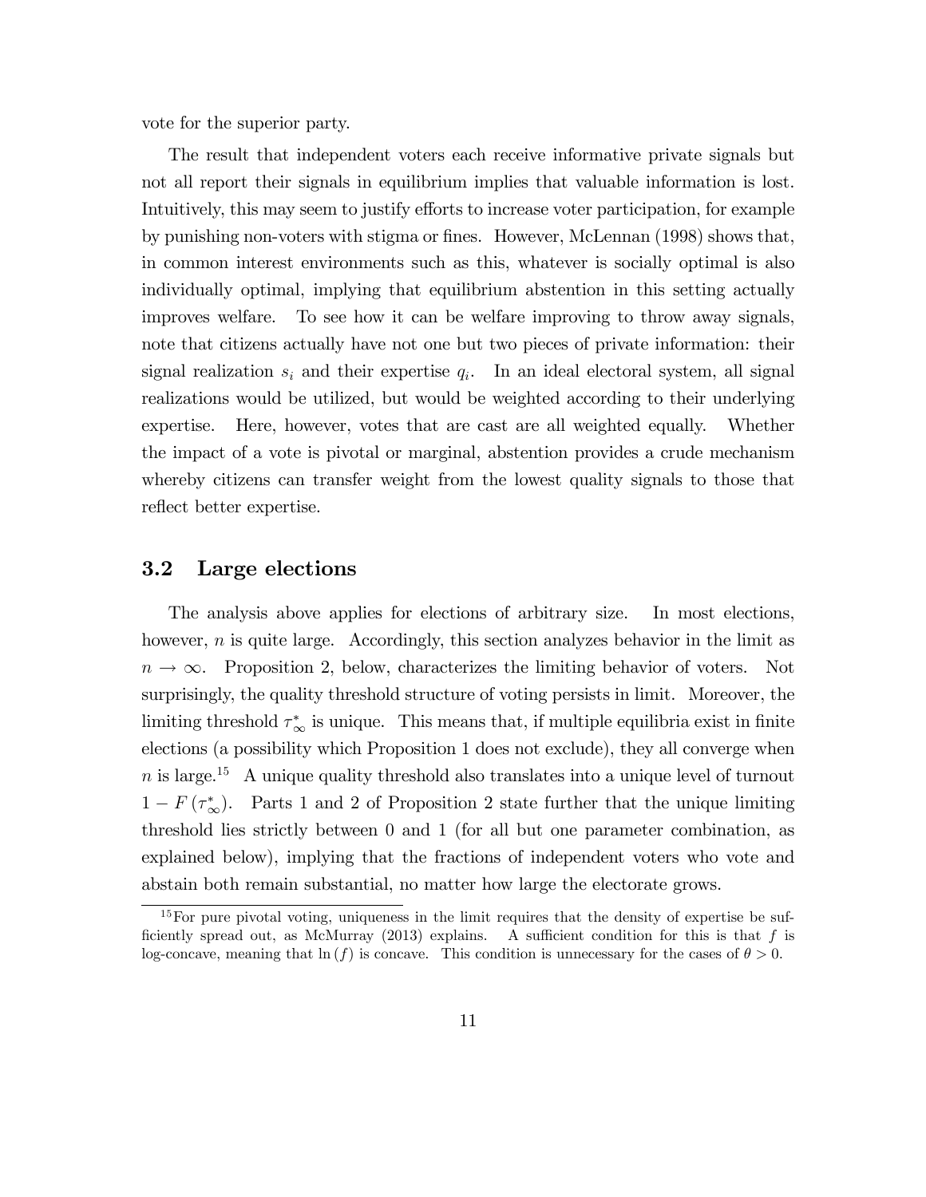vote for the superior party.

The result that independent voters each receive informative private signals but not all report their signals in equilibrium implies that valuable information is lost. Intuitively, this may seem to justify efforts to increase voter participation, for example by punishing non-voters with stigma or fines. However, McLennan (1998) shows that, in common interest environments such as this, whatever is socially optimal is also individually optimal, implying that equilibrium abstention in this setting actually improves welfare. To see how it can be welfare improving to throw away signals, note that citizens actually have not one but two pieces of private information: their signal realization $s_i$ and their expertise $q_i$. In an ideal electoral system, all signal realizations would be utilized, but would be weighted according to their underlying expertise. Here, however, votes that are cast are all weighted equally. Whether the impact of a vote is pivotal or marginal, abstention provides a crude mechanism whereby citizens can transfer weight from the lowest quality signals to those that reflect better expertise.

## 3.2 Large elections

The analysis above applies for elections of arbitrary size. In most elections, however, $n$ is quite large. Accordingly, this section analyzes behavior in the limit as $n \to \infty$. Proposition 2, below, characterizes the limiting behavior of voters. Not surprisingly, the quality threshold structure of voting persists in limit. Moreover, the limiting threshold $\tau_\infty^*$ is unique. This means that, if multiple equilibria exist in finite elections (a possibility which Proposition 1 does not exclude), they all converge when $n$ is large.[15] A unique quality threshold also translates into a unique level of turnout $1 - F(\tau_\infty^*)$. Parts 1 and 2 of Proposition 2 state further that the unique limiting threshold lies strictly between 0 and 1 (for all but one parameter combination, as explained below), implying that the fractions of independent voters who vote and abstain both remain substantial, no matter how large the electorate grows.

[15] For pure pivotal voting, uniqueness in the limit requires that the density of expertise be sufficiently spread out, as McMurray (2013) explains. A sufficient condition for this is that $f$ is log-concave, meaning that $\ln(f)$ is concave. This condition is unnecessary for the cases of $\theta > 0$.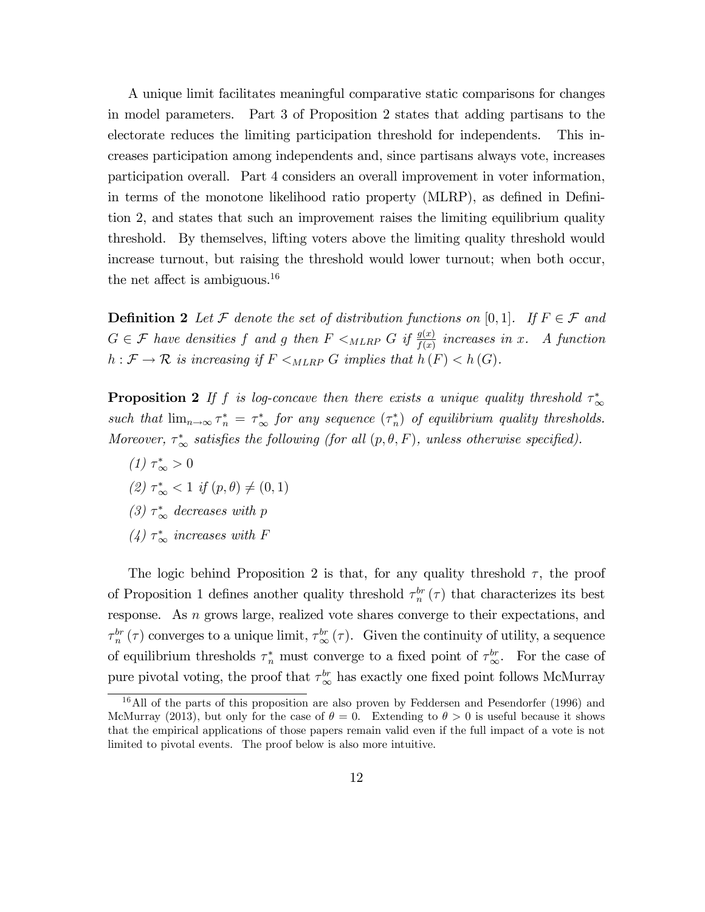A unique limit facilitates meaningful comparative static comparisons for changes in model parameters. Part 3 of Proposition 2 states that adding partisans to the electorate reduces the limiting participation threshold for independents. This increases participation among independents and, since partisans always vote, increases participation overall. Part 4 considers an overall improvement in voter information, in terms of the monotone likelihood ratio property (MLRP), as defined in Definition 2, and states that such an improvement raises the limiting equilibrium quality threshold. By themselves, lifting voters above the limiting quality threshold would increase turnout, but raising the threshold would lower turnout; when both occur, the net affect is ambiguous.[16]

**Definition 2** *Let $\mathcal{F}$ denote the set of distribution functions on $[0,1]$. If $F \in \mathcal{F}$ and $G \in \mathcal{F}$ have densities $f$ and $g$ then $F <_{MLRP} G$ if $\frac{g(x)}{f(x)}$ increases in $x$. A function $h : \mathcal{F} \to \mathcal{R}$ is increasing if $F <_{MLRP} G$ implies that $h(F) < h(G)$.*

**Proposition 2** *If $f$ is log-concave then there exists a unique quality threshold $\tau^*_\infty$ such that $\lim_{n\to\infty} \tau^*_n = \tau^*_\infty$ for any sequence $(\tau^*_n)$ of equilibrium quality thresholds. Moreover, $\tau^*_\infty$ satisfies the following (for all $(p, \theta, F)$, unless otherwise specified).*

*(1) $\tau^*_\infty > 0$*

*(2) $\tau^*_\infty < 1$ if $(p, \theta) \neq (0, 1)$*

*(3) $\tau^*_\infty$ decreases with $p$*

*(4) $\tau^*_\infty$ increases with $F$*

The logic behind Proposition 2 is that, for any quality threshold $\tau$, the proof of Proposition 1 defines another quality threshold $\tau^{br}_n(\tau)$ that characterizes its best response. As $n$ grows large, realized vote shares converge to their expectations, and $\tau^{br}_n(\tau)$ converges to a unique limit, $\tau^{br}_\infty(\tau)$. Given the continuity of utility, a sequence of equilibrium thresholds $\tau^*_n$ must converge to a fixed point of $\tau^{br}_\infty$. For the case of pure pivotal voting, the proof that $\tau^{br}_\infty$ has exactly one fixed point follows McMurray

[16] All of the parts of this proposition are also proven by Feddersen and Pesendorfer (1996) and McMurray (2013), but only for the case of $\theta = 0$. Extending to $\theta > 0$ is useful because it shows that the empirical applications of those papers remain valid even if the full impact of a vote is not limited to pivotal events. The proof below is also more intuitive.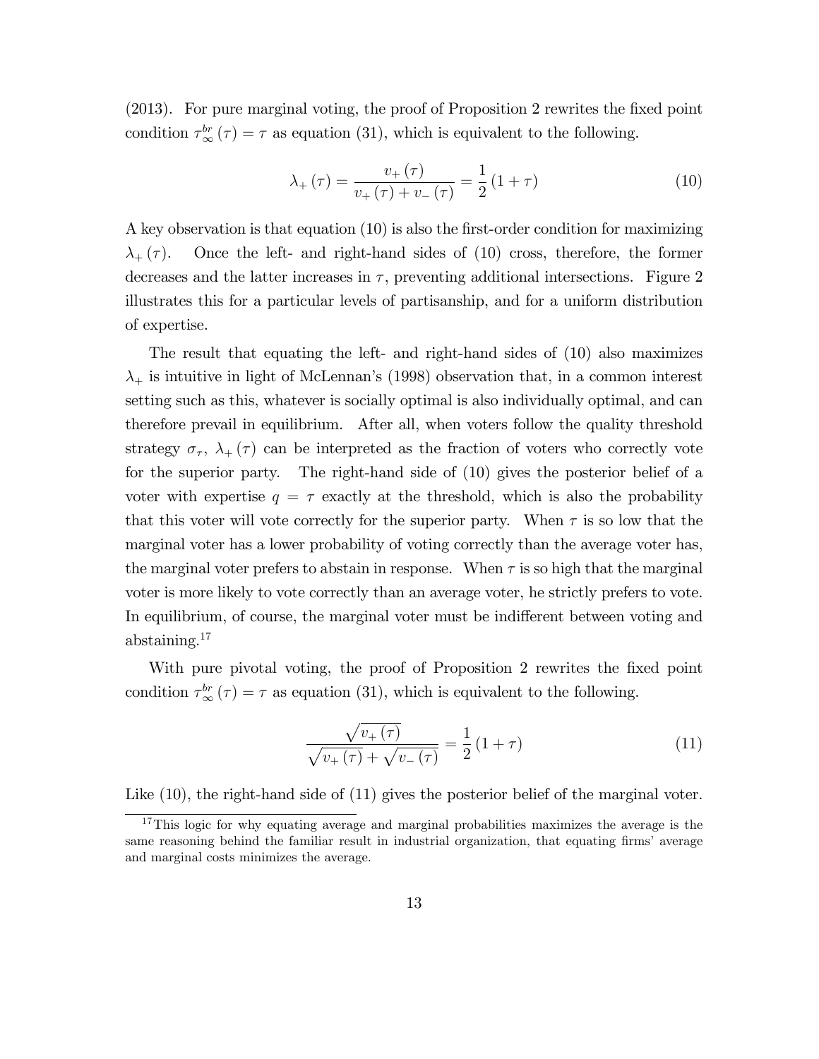(2013). For pure marginal voting, the proof of Proposition 2 rewrites the fixed point condition $\tau_{\infty}^{br}(\tau) = \tau$ as equation (31), which is equivalent to the following.

$$\lambda_{+}(\tau) = \frac{v_{+}(\tau)}{v_{+}(\tau) + v_{-}(\tau)} = \frac{1}{2}(1+\tau) \tag{10}$$

A key observation is that equation (10) is also the first-order condition for maximizing $\lambda_{+}(\tau)$. Once the left- and right-hand sides of (10) cross, therefore, the former decreases and the latter increases in $\tau$, preventing additional intersections. Figure 2 illustrates this for a particular levels of partisanship, and for a uniform distribution of expertise.

The result that equating the left- and right-hand sides of (10) also maximizes $\lambda_{+}$ is intuitive in light of McLennan's (1998) observation that, in a common interest setting such as this, whatever is socially optimal is also individually optimal, and can therefore prevail in equilibrium. After all, when voters follow the quality threshold strategy $\sigma_{\tau}$, $\lambda_{+}(\tau)$ can be interpreted as the fraction of voters who correctly vote for the superior party. The right-hand side of (10) gives the posterior belief of a voter with expertise $q = \tau$ exactly at the threshold, which is also the probability that this voter will vote correctly for the superior party. When $\tau$ is so low that the marginal voter has a lower probability of voting correctly than the average voter has, the marginal voter prefers to abstain in response. When $\tau$ is so high that the marginal voter is more likely to vote correctly than an average voter, he strictly prefers to vote. In equilibrium, of course, the marginal voter must be indifferent between voting and abstaining.[17]

With pure pivotal voting, the proof of Proposition 2 rewrites the fixed point condition $\tau_{\infty}^{br}(\tau) = \tau$ as equation (31), which is equivalent to the following.

$$\frac{\sqrt{v_{+}(\tau)}}{\sqrt{v_{+}(\tau)} + \sqrt{v_{-}(\tau)}} = \frac{1}{2}(1+\tau) \tag{11}$$

Like (10), the right-hand side of (11) gives the posterior belief of the marginal voter.

[17] This logic for why equating average and marginal probabilities maximizes the average is the same reasoning behind the familiar result in industrial organization, that equating firms' average and marginal costs minimizes the average.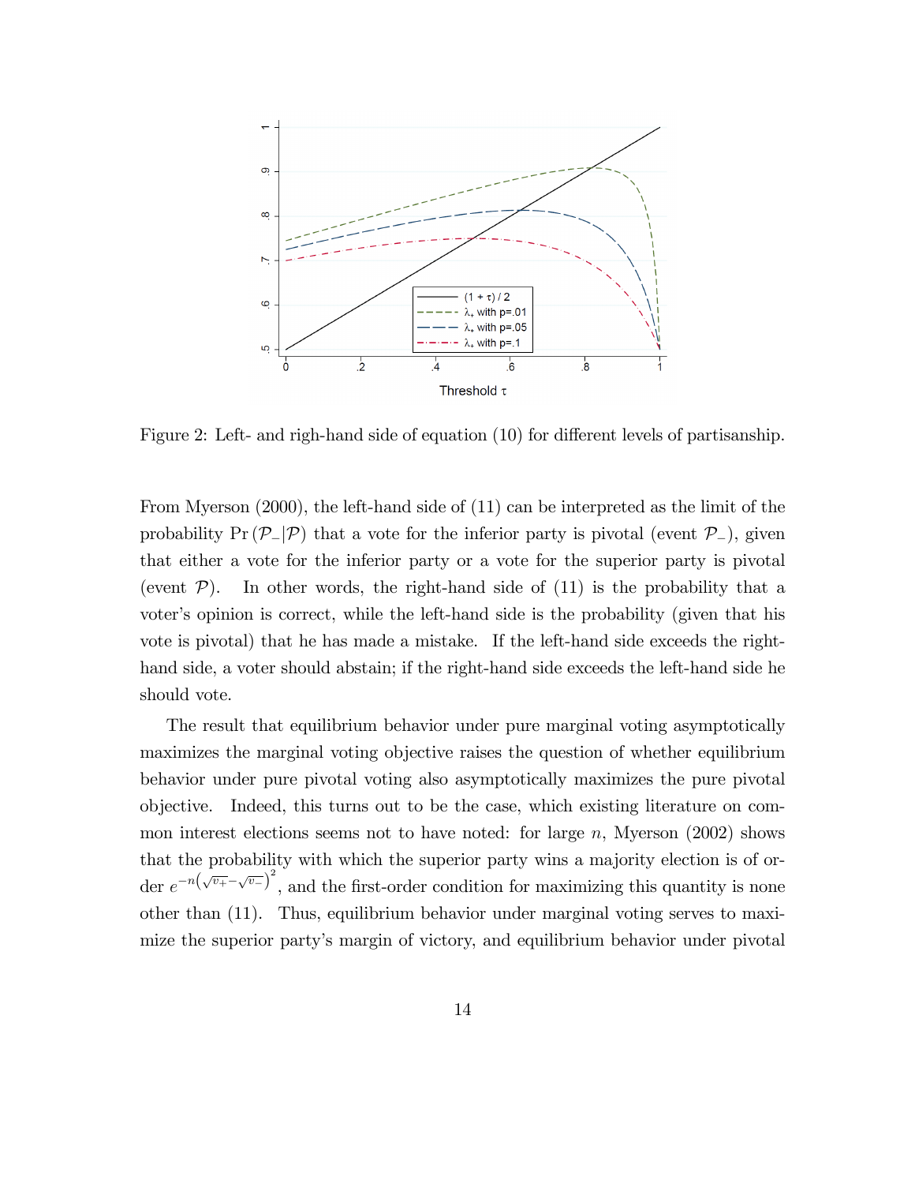Figure 2: Left- and righ-hand side of equation (10) for different levels of partisanship.

From Myerson (2000), the left-hand side of (11) can be interpreted as the limit of the probability $\Pr(\mathcal{P}_-|\mathcal{P})$ that a vote for the inferior party is pivotal (event $\mathcal{P}_-$), given that either a vote for the inferior party or a vote for the superior party is pivotal (event $\mathcal{P}$). In other words, the right-hand side of (11) is the probability that a voter's opinion is correct, while the left-hand side is the probability (given that his vote is pivotal) that he has made a mistake. If the left-hand side exceeds the right-hand side, a voter should abstain; if the right-hand side exceeds the left-hand side he should vote.

The result that equilibrium behavior under pure marginal voting asymptotically maximizes the marginal voting objective raises the question of whether equilibrium behavior under pure pivotal voting also asymptotically maximizes the pure pivotal objective. Indeed, this turns out to be the case, which existing literature on common interest elections seems not to have noted: for large $n$, Myerson (2002) shows that the probability with which the superior party wins a majority election is of order $e^{-n\left(\sqrt{v_+}-\sqrt{v_-}\right)^2}$, and the first-order condition for maximizing this quantity is none other than (11). Thus, equilibrium behavior under marginal voting serves to maximize the superior party's margin of victory, and equilibrium behavior under pivotal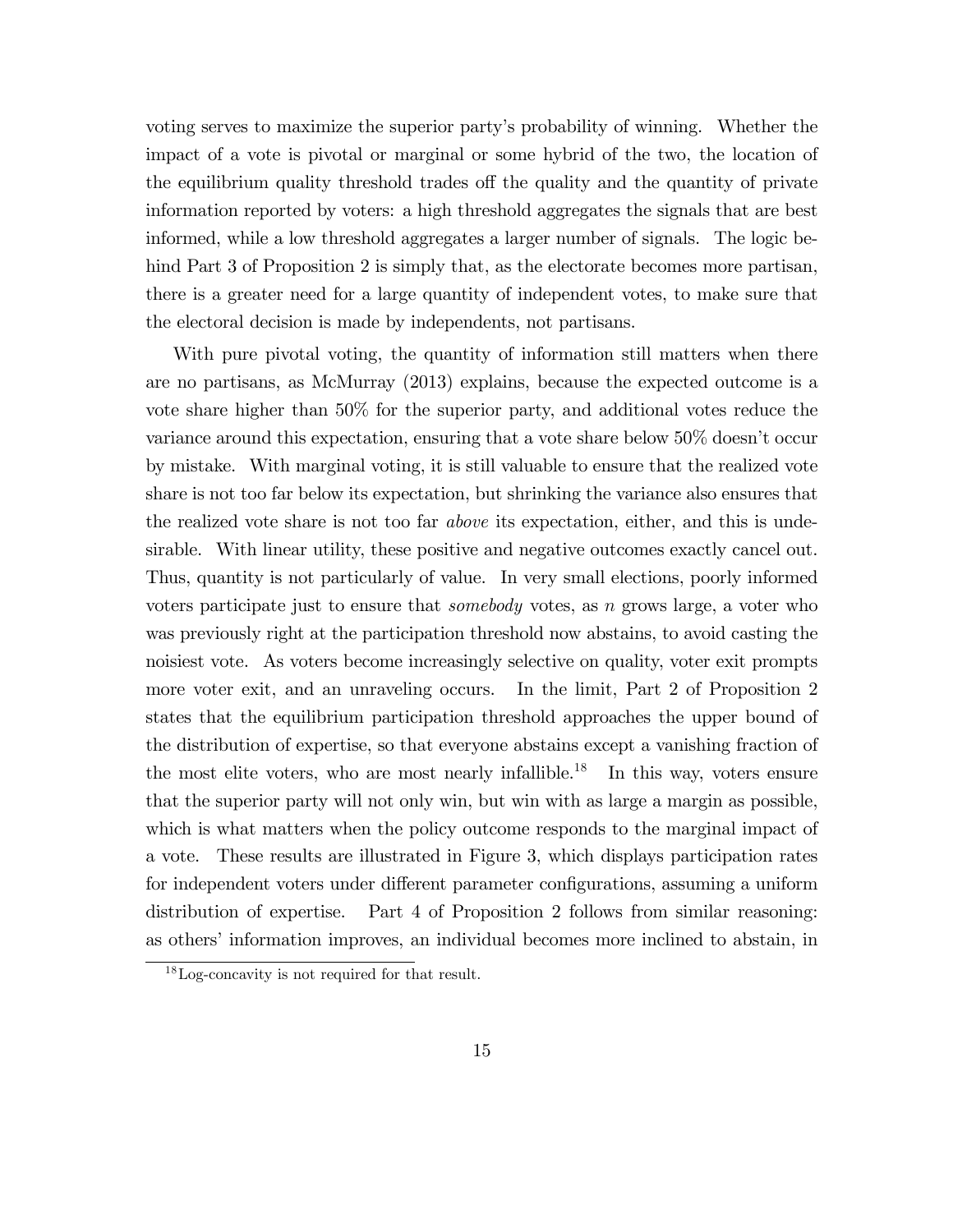voting serves to maximize the superior party's probability of winning. Whether the impact of a vote is pivotal or marginal or some hybrid of the two, the location of the equilibrium quality threshold trades off the quality and the quantity of private information reported by voters: a high threshold aggregates the signals that are best informed, while a low threshold aggregates a larger number of signals. The logic behind Part 3 of Proposition 2 is simply that, as the electorate becomes more partisan, there is a greater need for a large quantity of independent votes, to make sure that the electoral decision is made by independents, not partisans.

With pure pivotal voting, the quantity of information still matters when there are no partisans, as McMurray (2013) explains, because the expected outcome is a vote share higher than 50% for the superior party, and additional votes reduce the variance around this expectation, ensuring that a vote share below 50% doesn't occur by mistake. With marginal voting, it is still valuable to ensure that the realized vote share is not too far below its expectation, but shrinking the variance also ensures that the realized vote share is not too far *above* its expectation, either, and this is undesirable. With linear utility, these positive and negative outcomes exactly cancel out. Thus, quantity is not particularly of value. In very small elections, poorly informed voters participate just to ensure that *somebody* votes, as $n$ grows large, a voter who was previously right at the participation threshold now abstains, to avoid casting the noisiest vote. As voters become increasingly selective on quality, voter exit prompts more voter exit, and an unraveling occurs. In the limit, Part 2 of Proposition 2 states that the equilibrium participation threshold approaches the upper bound of the distribution of expertise, so that everyone abstains except a vanishing fraction of the most elite voters, who are most nearly infallible.[18] In this way, voters ensure that the superior party will not only win, but win with as large a margin as possible, which is what matters when the policy outcome responds to the marginal impact of a vote. These results are illustrated in Figure 3, which displays participation rates for independent voters under different parameter configurations, assuming a uniform distribution of expertise. Part 4 of Proposition 2 follows from similar reasoning: as others' information improves, an individual becomes more inclined to abstain, in

[18] Log-concavity is not required for that result.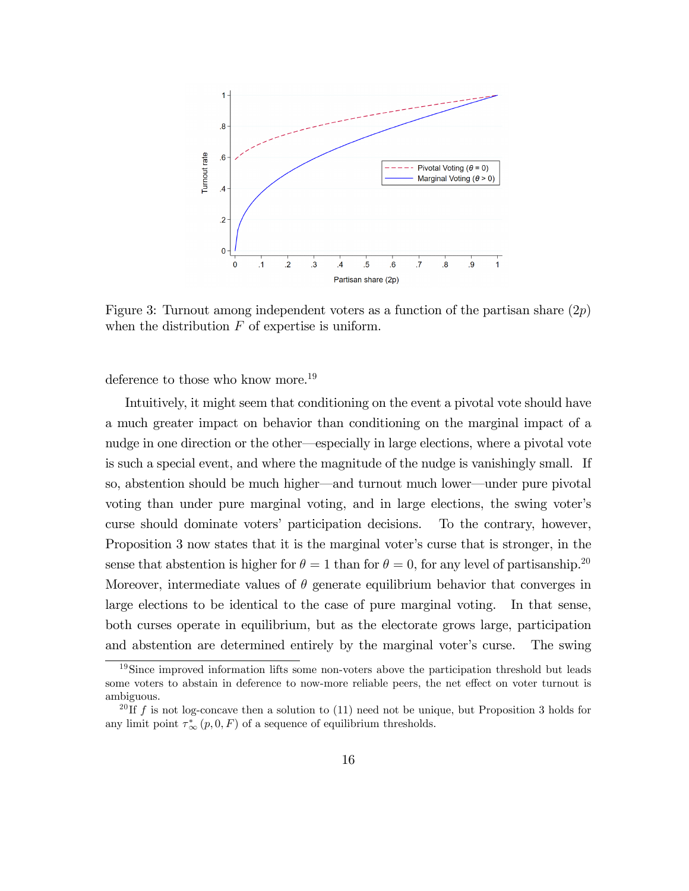Figure 3: Turnout among independent voters as a function of the partisan share ($2p$) when the distribution $F$ of expertise is uniform.

deference to those who know more.[19]

Intuitively, it might seem that conditioning on the event a pivotal vote should have a much greater impact on behavior than conditioning on the marginal impact of a nudge in one direction or the other—especially in large elections, where a pivotal vote is such a special event, and where the magnitude of the nudge is vanishingly small. If so, abstention should be much higher—and turnout much lower—under pure pivotal voting than under pure marginal voting, and in large elections, the swing voter's curse should dominate voters' participation decisions. To the contrary, however, Proposition 3 now states that it is the marginal voter's curse that is stronger, in the sense that abstention is higher for $\theta = 1$ than for $\theta = 0$, for any level of partisanship.[20] Moreover, intermediate values of $\theta$ generate equilibrium behavior that converges in large elections to be identical to the case of pure marginal voting. In that sense, both curses operate in equilibrium, but as the electorate grows large, participation and abstention are determined entirely by the marginal voter's curse. The swing

[19] Since improved information lifts some non-voters above the participation threshold but leads some voters to abstain in deference to now-more reliable peers, the net effect on voter turnout is ambiguous.

[20] If $f$ is not log-concave then a solution to (11) need not be unique, but Proposition 3 holds for any limit point $\tau^*_\infty(p, 0, F)$ of a sequence of equilibrium thresholds.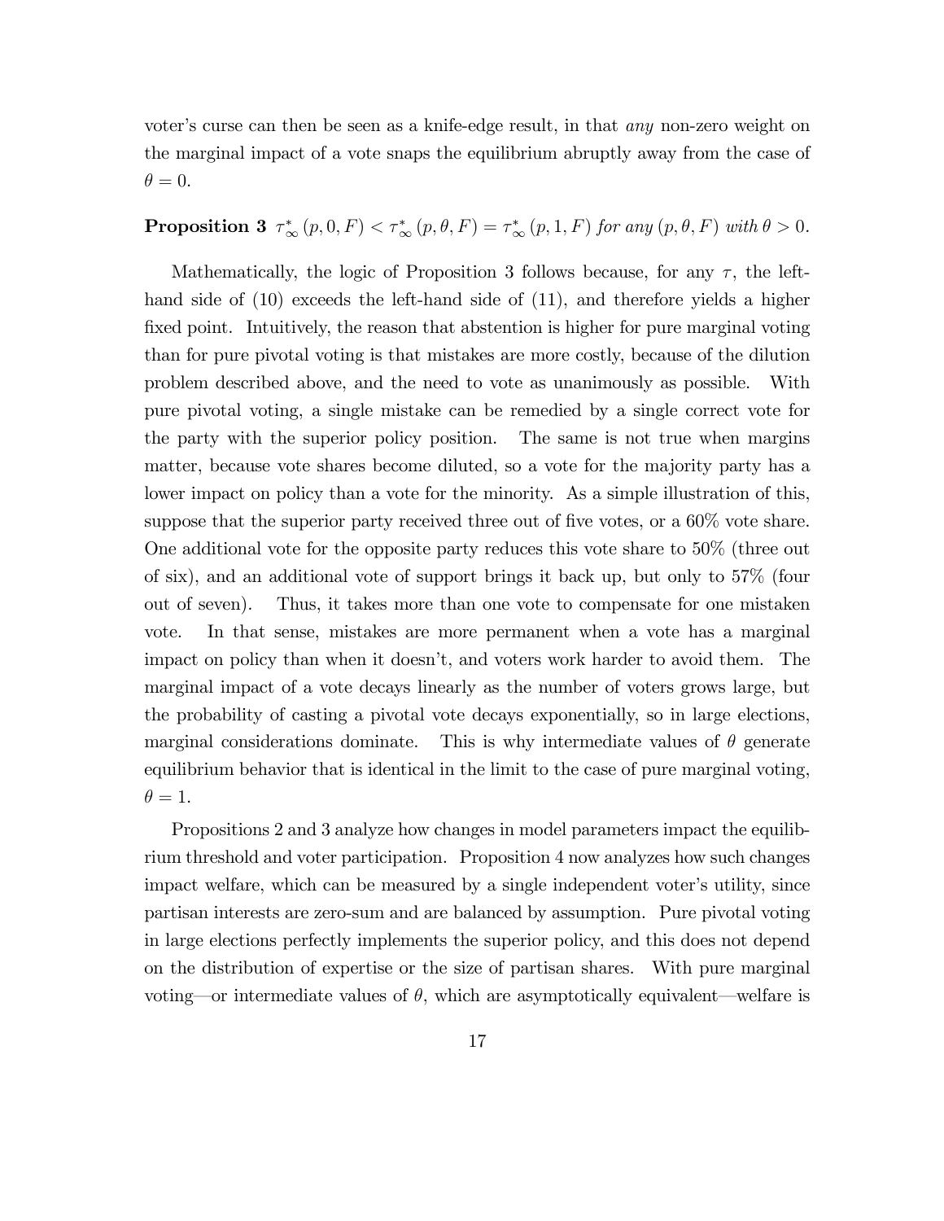voter's curse can then be seen as a knife-edge result, in that *any* non-zero weight on the marginal impact of a vote snaps the equilibrium abruptly away from the case of $\theta = 0$.

**Proposition 3** $\tau^*_\infty(p, 0, F) < \tau^*_\infty(p, \theta, F) = \tau^*_\infty(p, 1, F)$ *for any* $(p, \theta, F)$ *with* $\theta > 0$.

Mathematically, the logic of Proposition 3 follows because, for any $\tau$, the left-hand side of (10) exceeds the left-hand side of (11), and therefore yields a higher fixed point. Intuitively, the reason that abstention is higher for pure marginal voting than for pure pivotal voting is that mistakes are more costly, because of the dilution problem described above, and the need to vote as unanimously as possible. With pure pivotal voting, a single mistake can be remedied by a single correct vote for the party with the superior policy position. The same is not true when margins matter, because vote shares become diluted, so a vote for the majority party has a lower impact on policy than a vote for the minority. As a simple illustration of this, suppose that the superior party received three out of five votes, or a 60% vote share. One additional vote for the opposite party reduces this vote share to 50% (three out of six), and an additional vote of support brings it back up, but only to 57% (four out of seven). Thus, it takes more than one vote to compensate for one mistaken vote. In that sense, mistakes are more permanent when a vote has a marginal impact on policy than when it doesn't, and voters work harder to avoid them. The marginal impact of a vote decays linearly as the number of voters grows large, but the probability of casting a pivotal vote decays exponentially, so in large elections, marginal considerations dominate. This is why intermediate values of $\theta$ generate equilibrium behavior that is identical in the limit to the case of pure marginal voting, $\theta = 1$.

Propositions 2 and 3 analyze how changes in model parameters impact the equilibrium threshold and voter participation. Proposition 4 now analyzes how such changes impact welfare, which can be measured by a single independent voter's utility, since partisan interests are zero-sum and are balanced by assumption. Pure pivotal voting in large elections perfectly implements the superior policy, and this does not depend on the distribution of expertise or the size of partisan shares. With pure marginal voting—or intermediate values of $\theta$, which are asymptotically equivalent—welfare is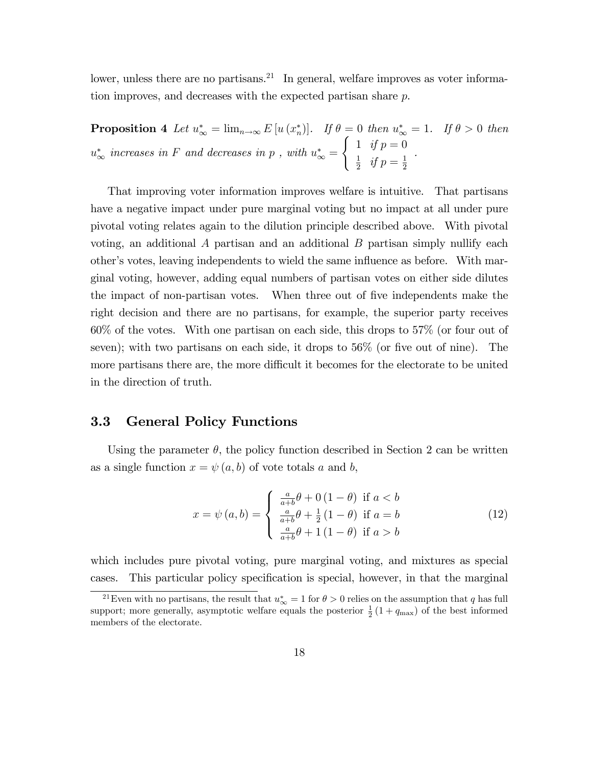lower, unless there are no partisans.[21] In general, welfare improves as voter information improves, and decreases with the expected partisan share $p$.

**Proposition 4** *Let $u^*_\infty = \lim_{n\to\infty} E\left[u\left(x^*_n\right)\right]$. If $\theta = 0$ then $u^*_\infty = 1$. If $\theta > 0$ then $u^*_\infty$ increases in $F$ and decreases in $p$ , with $u^*_\infty = \begin{cases} 1 & \text{if } p = 0 \\ \frac{1}{2} & \text{if } p = \frac{1}{2} \end{cases}$.*

That improving voter information improves welfare is intuitive. That partisans have a negative impact under pure marginal voting but no impact at all under pure pivotal voting relates again to the dilution principle described above. With pivotal voting, an additional $A$ partisan and an additional $B$ partisan simply nullify each other's votes, leaving independents to wield the same influence as before. With marginal voting, however, adding equal numbers of partisan votes on either side dilutes the impact of non-partisan votes. When three out of five independents make the right decision and there are no partisans, for example, the superior party receives 60% of the votes. With one partisan on each side, this drops to 57% (or four out of seven); with two partisans on each side, it drops to 56% (or five out of nine). The more partisans there are, the more difficult it becomes for the electorate to be united in the direction of truth.

### 3.3 General Policy Functions

Using the parameter $\theta$, the policy function described in Section 2 can be written as a single function $x = \psi(a, b)$ of vote totals $a$ and $b$,

$$x = \psi(a,b) = \begin{cases} \frac{a}{a+b}\theta + 0\,(1-\theta) & \text{if } a < b \\ \frac{a}{a+b}\theta + \frac{1}{2}\,(1-\theta) & \text{if } a = b \\ \frac{a}{a+b}\theta + 1\,(1-\theta) & \text{if } a > b \end{cases} \tag{12}$$

which includes pure pivotal voting, pure marginal voting, and mixtures as special cases. This particular policy specification is special, however, in that the marginal

[21] Even with no partisans, the result that $u^*_\infty = 1$ for $\theta > 0$ relies on the assumption that $q$ has full support; more generally, asymptotic welfare equals the posterior $\frac{1}{2}(1 + q_{\max})$ of the best informed members of the electorate.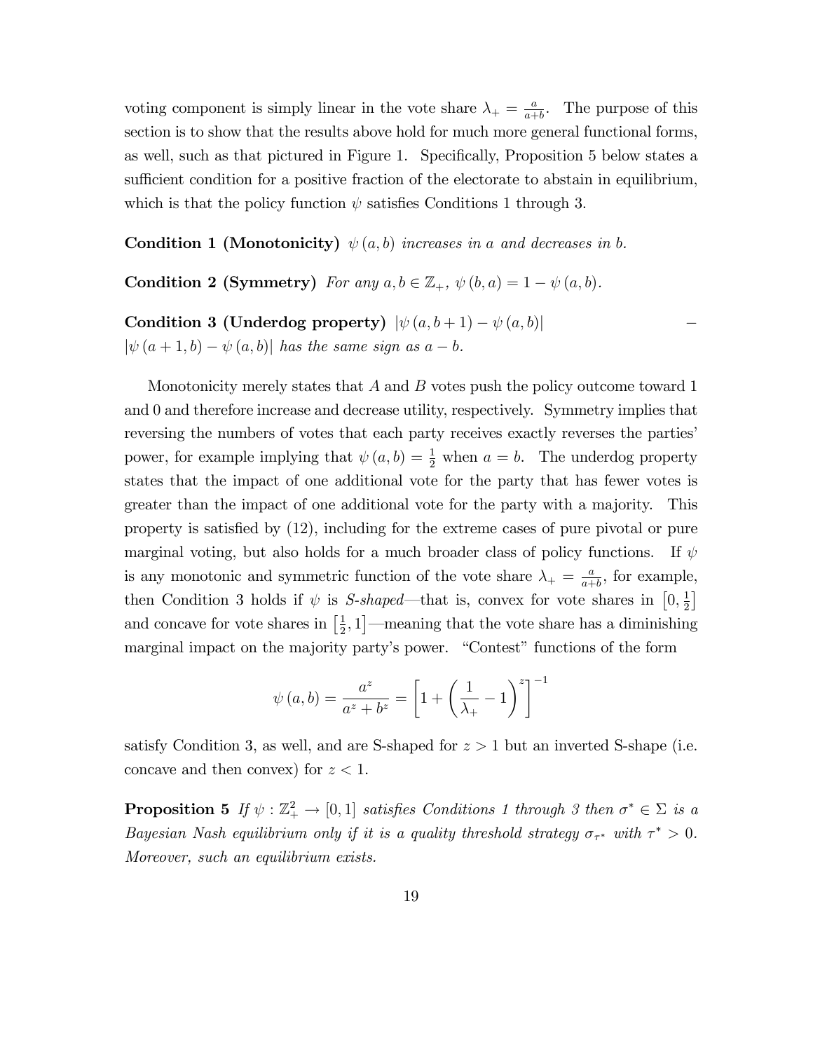voting component is simply linear in the vote share $\lambda_+ = \frac{a}{a+b}$. The purpose of this section is to show that the results above hold for much more general functional forms, as well, such as that pictured in Figure 1. Specifically, Proposition 5 below states a sufficient condition for a positive fraction of the electorate to abstain in equilibrium, which is that the policy function $\psi$ satisfies Conditions 1 through 3.

**Condition 1 (Monotonicity)** *$\psi(a,b)$ increases in $a$ and decreases in $b$.*

**Condition 2 (Symmetry)** *For any $a, b \in \mathbb{Z}_+$, $\psi(b,a) = 1 - \psi(a,b)$.*

**Condition 3 (Underdog property)** *$|\psi(a, b+1) - \psi(a,b)| - |\psi(a+1, b) - \psi(a,b)|$ has the same sign as $a - b$.*

Monotonicity merely states that $A$ and $B$ votes push the policy outcome toward 1 and 0 and therefore increase and decrease utility, respectively. Symmetry implies that reversing the numbers of votes that each party receives exactly reverses the parties' power, for example implying that $\psi(a,b) = \frac{1}{2}$ when $a = b$. The underdog property states that the impact of one additional vote for the party that has fewer votes is greater than the impact of one additional vote for the party with a majority. This property is satisfied by (12), including for the extreme cases of pure pivotal or pure marginal voting, but also holds for a much broader class of policy functions. If $\psi$ is any monotonic and symmetric function of the vote share $\lambda_+ = \frac{a}{a+b}$, for example, then Condition 3 holds if $\psi$ is *S-shaped*—that is, convex for vote shares in $\left[0, \frac{1}{2}\right]$ and concave for vote shares in $\left[\frac{1}{2}, 1\right]$—meaning that the vote share has a diminishing marginal impact on the majority party's power. "Contest" functions of the form

$$\psi(a,b) = \frac{a^z}{a^z + b^z} = \left[1 + \left(\frac{1}{\lambda_+} - 1\right)^z\right]^{-1}$$

satisfy Condition 3, as well, and are S-shaped for $z > 1$ but an inverted S-shape (i.e. concave and then convex) for $z < 1$.

**Proposition 5** *If $\psi : \mathbb{Z}_+^2 \to [0,1]$ satisfies Conditions 1 through 3 then $\sigma^* \in \Sigma$ is a Bayesian Nash equilibrium only if it is a quality threshold strategy $\sigma_{\tau^*}$ with $\tau^* > 0$. Moreover, such an equilibrium exists.*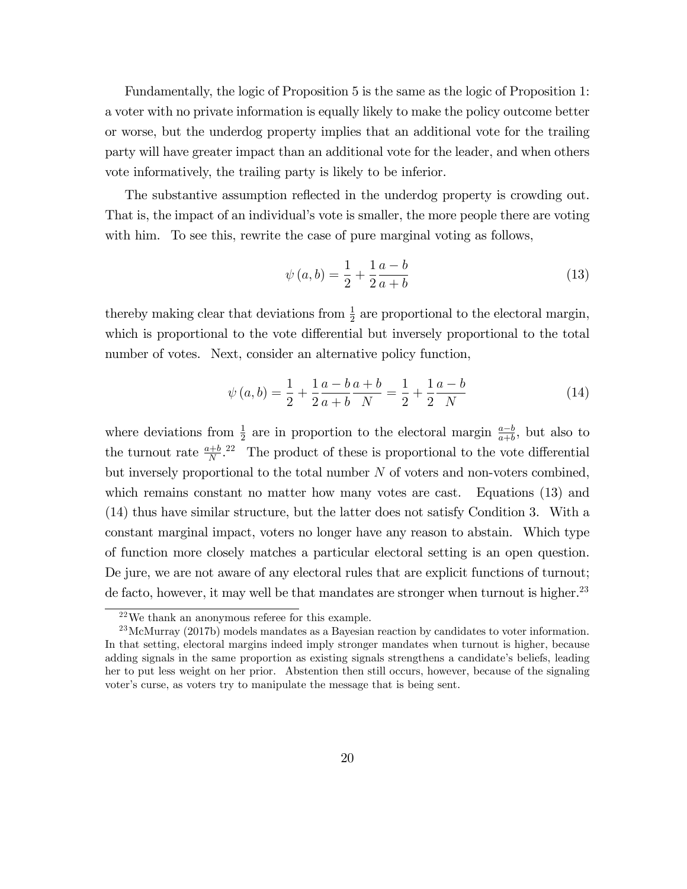Fundamentally, the logic of Proposition 5 is the same as the logic of Proposition 1: a voter with no private information is equally likely to make the policy outcome better or worse, but the underdog property implies that an additional vote for the trailing party will have greater impact than an additional vote for the leader, and when others vote informatively, the trailing party is likely to be inferior.

The substantive assumption reflected in the underdog property is crowding out. That is, the impact of an individual's vote is smaller, the more people there are voting with him. To see this, rewrite the case of pure marginal voting as follows,

$$\psi(a,b) = \frac{1}{2} + \frac{1}{2}\frac{a-b}{a+b} \tag{13}$$

thereby making clear that deviations from $\frac{1}{2}$ are proportional to the electoral margin, which is proportional to the vote differential but inversely proportional to the total number of votes. Next, consider an alternative policy function,

$$\psi(a,b) = \frac{1}{2} + \frac{1}{2}\frac{a-b}{a+b}\frac{a+b}{N} = \frac{1}{2} + \frac{1}{2}\frac{a-b}{N} \tag{14}$$

where deviations from $\frac{1}{2}$ are in proportion to the electoral margin $\frac{a-b}{a+b}$, but also to the turnout rate $\frac{a+b}{N}$.[22] The product of these is proportional to the vote differential but inversely proportional to the total number $N$ of voters and non-voters combined, which remains constant no matter how many votes are cast. Equations (13) and (14) thus have similar structure, but the latter does not satisfy Condition 3. With a constant marginal impact, voters no longer have any reason to abstain. Which type of function more closely matches a particular electoral setting is an open question. De jure, we are not aware of any electoral rules that are explicit functions of turnout; de facto, however, it may well be that mandates are stronger when turnout is higher.[23]

[22] We thank an anonymous referee for this example.

[23] McMurray (2017b) models mandates as a Bayesian reaction by candidates to voter information. In that setting, electoral margins indeed imply stronger mandates when turnout is higher, because adding signals in the same proportion as existing signals strengthens a candidate's beliefs, leading her to put less weight on her prior. Abstention then still occurs, however, because of the signaling voter's curse, as voters try to manipulate the message that is being sent.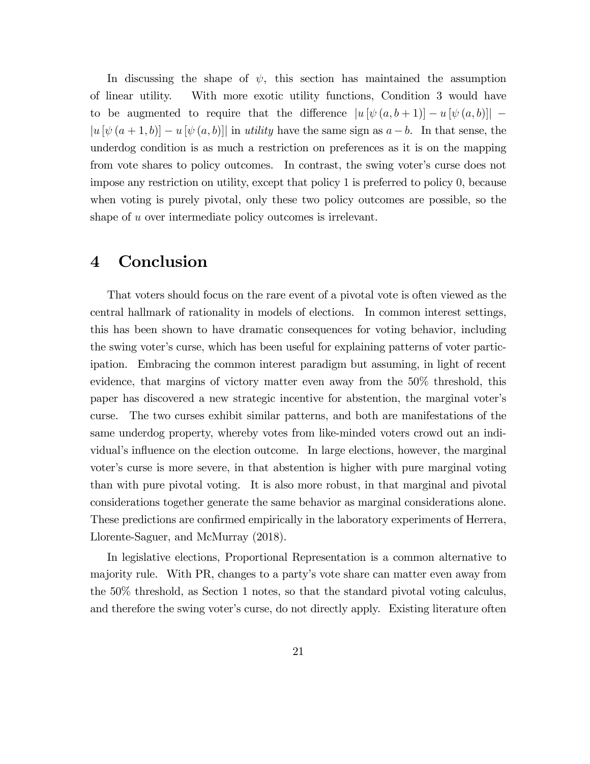In discussing the shape of $\psi$, this section has maintained the assumption of linear utility. With more exotic utility functions, Condition 3 would have to be augmented to require that the difference $|u[\psi(a, b+1)] - u[\psi(a, b)]| - |u[\psi(a+1, b)] - u[\psi(a, b)]|$ in *utility* have the same sign as $a - b$. In that sense, the underdog condition is as much a restriction on preferences as it is on the mapping from vote shares to policy outcomes. In contrast, the swing voter's curse does not impose any restriction on utility, except that policy 1 is preferred to policy 0, because when voting is purely pivotal, only these two policy outcomes are possible, so the shape of $u$ over intermediate policy outcomes is irrelevant.

# 4 Conclusion

That voters should focus on the rare event of a pivotal vote is often viewed as the central hallmark of rationality in models of elections. In common interest settings, this has been shown to have dramatic consequences for voting behavior, including the swing voter's curse, which has been useful for explaining patterns of voter participation. Embracing the common interest paradigm but assuming, in light of recent evidence, that margins of victory matter even away from the 50% threshold, this paper has discovered a new strategic incentive for abstention, the marginal voter's curse. The two curses exhibit similar patterns, and both are manifestations of the same underdog property, whereby votes from like-minded voters crowd out an individual's influence on the election outcome. In large elections, however, the marginal voter's curse is more severe, in that abstention is higher with pure marginal voting than with pure pivotal voting. It is also more robust, in that marginal and pivotal considerations together generate the same behavior as marginal considerations alone. These predictions are confirmed empirically in the laboratory experiments of Herrera, Llorente-Saguer, and McMurray (2018).

In legislative elections, Proportional Representation is a common alternative to majority rule. With PR, changes to a party's vote share can matter even away from the 50% threshold, as Section 1 notes, so that the standard pivotal voting calculus, and therefore the swing voter's curse, do not directly apply. Existing literature often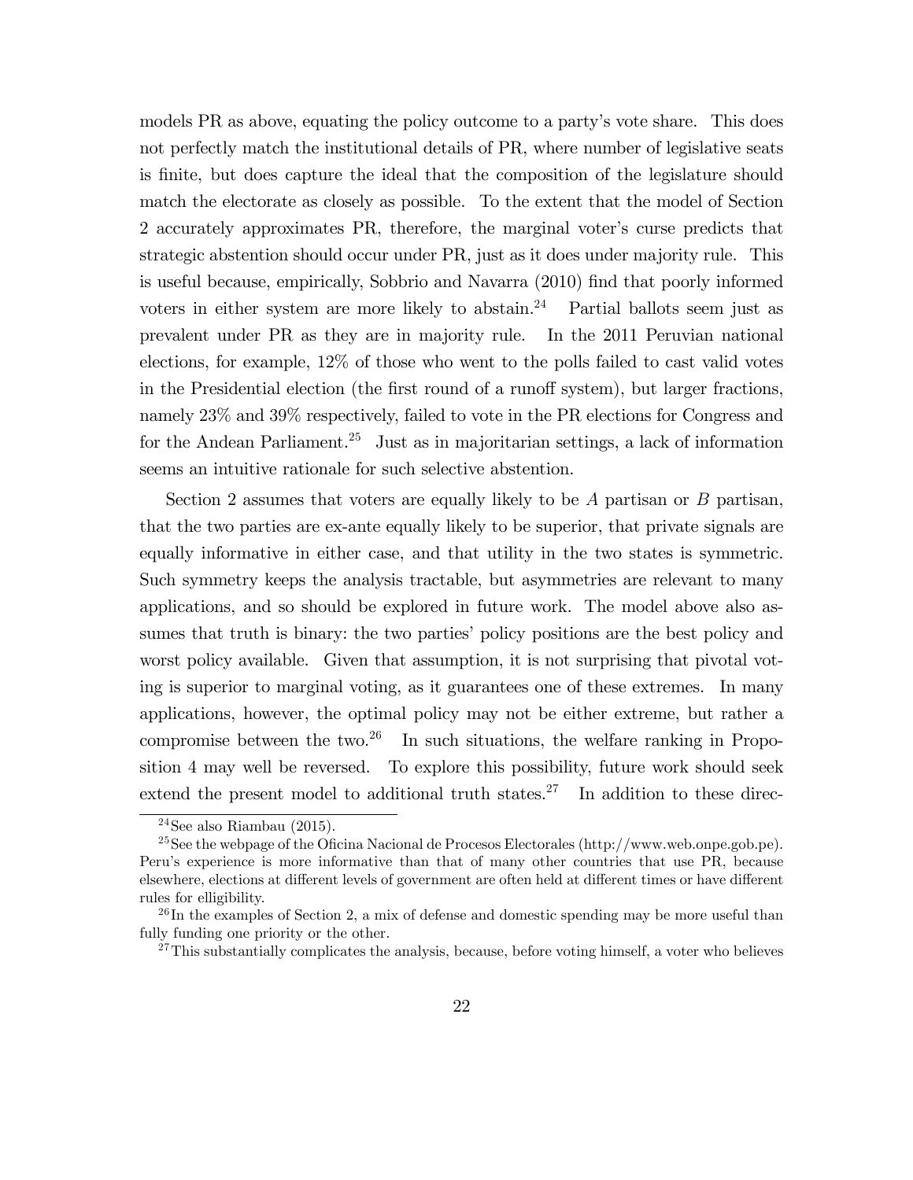models PR as above, equating the policy outcome to a party's vote share. This does not perfectly match the institutional details of PR, where number of legislative seats is finite, but does capture the ideal that the composition of the legislature should match the electorate as closely as possible. To the extent that the model of Section 2 accurately approximates PR, therefore, the marginal voter's curse predicts that strategic abstention should occur under PR, just as it does under majority rule. This is useful because, empirically, Sobbrio and Navarra (2010) find that poorly informed voters in either system are more likely to abstain.[24] Partial ballots seem just as prevalent under PR as they are in majority rule. In the 2011 Peruvian national elections, for example, 12% of those who went to the polls failed to cast valid votes in the Presidential election (the first round of a runoff system), but larger fractions, namely 23% and 39% respectively, failed to vote in the PR elections for Congress and for the Andean Parliament.[25] Just as in majoritarian settings, a lack of information seems an intuitive rationale for such selective abstention.

Section 2 assumes that voters are equally likely to be $A$ partisan or $B$ partisan, that the two parties are ex-ante equally likely to be superior, that private signals are equally informative in either case, and that utility in the two states is symmetric. Such symmetry keeps the analysis tractable, but asymmetries are relevant to many applications, and so should be explored in future work. The model above also assumes that truth is binary: the two parties' policy positions are the best policy and worst policy available. Given that assumption, it is not surprising that pivotal voting is superior to marginal voting, as it guarantees one of these extremes. In many applications, however, the optimal policy may not be either extreme, but rather a compromise between the two.[26] In such situations, the welfare ranking in Proposition 4 may well be reversed. To explore this possibility, future work should seek extend the present model to additional truth states.[27] In addition to these direc-

[24] See also Riambau (2015).

[25] See the webpage of the Oficina Nacional de Procesos Electorales (http://www.web.onpe.gob.pe). Peru's experience is more informative than that of many other countries that use PR, because elsewhere, elections at different levels of government are often held at different times or have different rules for elligibility.

[26] In the examples of Section 2, a mix of defense and domestic spending may be more useful than fully funding one priority or the other.

[27] This substantially complicates the analysis, because, before voting himself, a voter who believes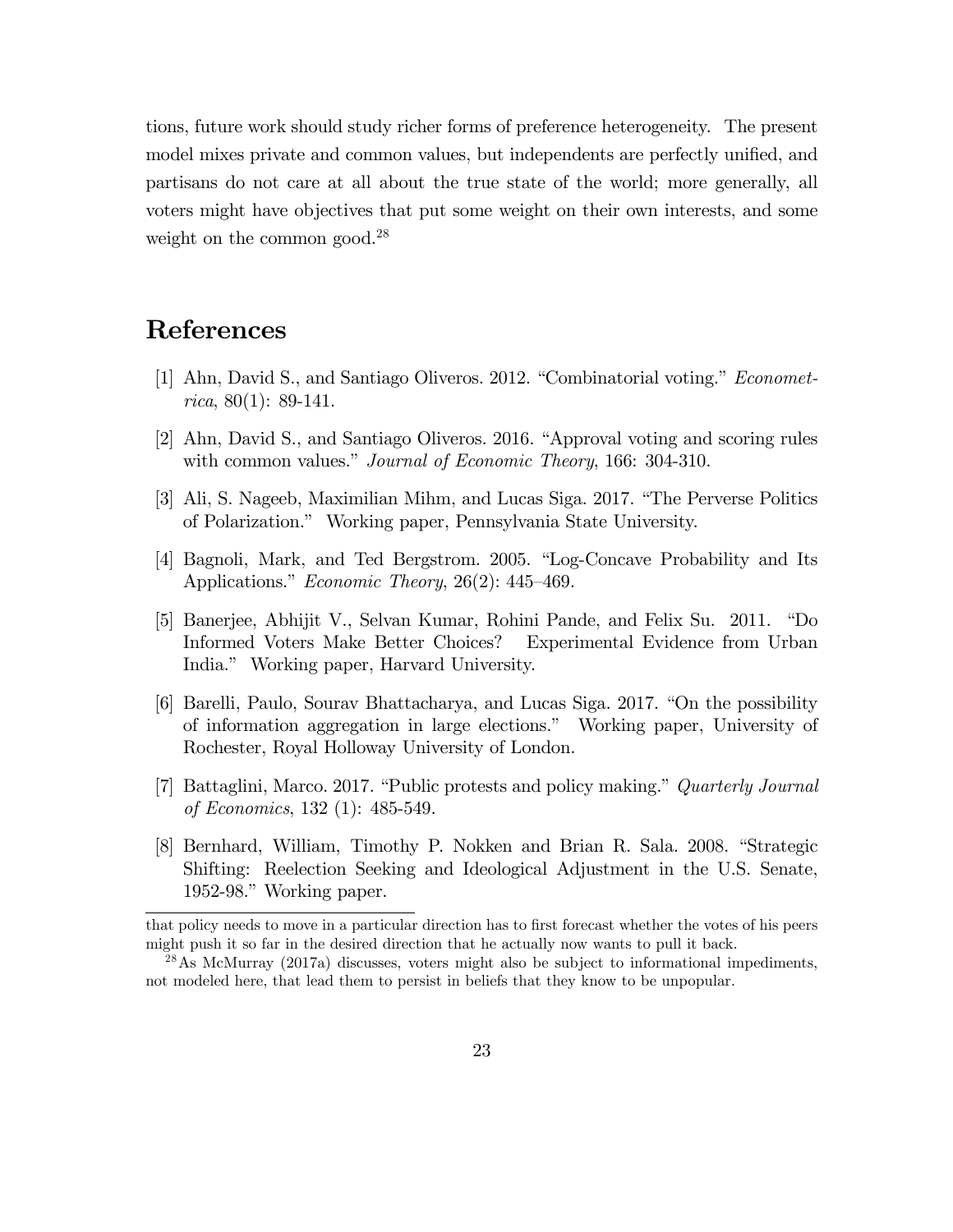tions, future work should study richer forms of preference heterogeneity. The present model mixes private and common values, but independents are perfectly unified, and partisans do not care at all about the true state of the world; more generally, all voters might have objectives that put some weight on their own interests, and some weight on the common good.[28]

## References

[1] Ahn, David S., and Santiago Oliveros. 2012. "Combinatorial voting." *Econometrica*, 80(1): 89-141.

[2] Ahn, David S., and Santiago Oliveros. 2016. "Approval voting and scoring rules with common values." *Journal of Economic Theory*, 166: 304-310.

[3] Ali, S. Nageeb, Maximilian Mihm, and Lucas Siga. 2017. "The Perverse Politics of Polarization." Working paper, Pennsylvania State University.

[4] Bagnoli, Mark, and Ted Bergstrom. 2005. "Log-Concave Probability and Its Applications." *Economic Theory*, 26(2): 445–469.

[5] Banerjee, Abhijit V., Selvan Kumar, Rohini Pande, and Felix Su. 2011. "Do Informed Voters Make Better Choices? Experimental Evidence from Urban India." Working paper, Harvard University.

[6] Barelli, Paulo, Sourav Bhattacharya, and Lucas Siga. 2017. "On the possibility of information aggregation in large elections." Working paper, University of Rochester, Royal Holloway University of London.

[7] Battaglini, Marco. 2017. "Public protests and policy making." *Quarterly Journal of Economics*, 132 (1): 485-549.

[8] Bernhard, William, Timothy P. Nokken and Brian R. Sala. 2008. "Strategic Shifting: Reelection Seeking and Ideological Adjustment in the U.S. Senate, 1952-98." Working paper.

---

that policy needs to move in a particular direction has to first forecast whether the votes of his peers might push it so far in the desired direction that he actually now wants to pull it back.

[28] As McMurray (2017a) discusses, voters might also be subject to informational impediments, not modeled here, that lead them to persist in beliefs that they know to be unpopular.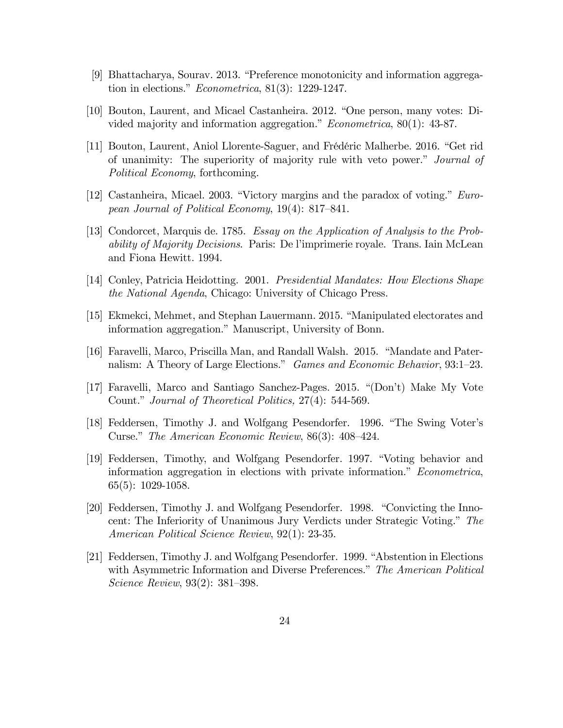[9] Bhattacharya, Sourav. 2013. "Preference monotonicity and information aggregation in elections." *Econometrica*, 81(3): 1229-1247.

[10] Bouton, Laurent, and Micael Castanheira. 2012. "One person, many votes: Divided majority and information aggregation." *Econometrica*, 80(1): 43-87.

[11] Bouton, Laurent, Aniol Llorente-Saguer, and Frédéric Malherbe. 2016. "Get rid of unanimity: The superiority of majority rule with veto power." *Journal of Political Economy*, forthcoming.

[12] Castanheira, Micael. 2003. "Victory margins and the paradox of voting." *European Journal of Political Economy*, 19(4): 817–841.

[13] Condorcet, Marquis de. 1785. *Essay on the Application of Analysis to the Probability of Majority Decisions*. Paris: De l'imprimerie royale. Trans. Iain McLean and Fiona Hewitt. 1994.

[14] Conley, Patricia Heidotting. 2001. *Presidential Mandates: How Elections Shape the National Agenda*, Chicago: University of Chicago Press.

[15] Ekmekci, Mehmet, and Stephan Lauermann. 2015. "Manipulated electorates and information aggregation." Manuscript, University of Bonn.

[16] Faravelli, Marco, Priscilla Man, and Randall Walsh. 2015. "Mandate and Paternalism: A Theory of Large Elections." *Games and Economic Behavior*, 93:1–23.

[17] Faravelli, Marco and Santiago Sanchez-Pages. 2015. "(Don't) Make My Vote Count." *Journal of Theoretical Politics,* 27(4): 544-569.

[18] Feddersen, Timothy J. and Wolfgang Pesendorfer. 1996. "The Swing Voter's Curse." *The American Economic Review*, 86(3): 408–424.

[19] Feddersen, Timothy, and Wolfgang Pesendorfer. 1997. "Voting behavior and information aggregation in elections with private information." *Econometrica*, 65(5): 1029-1058.

[20] Feddersen, Timothy J. and Wolfgang Pesendorfer. 1998. "Convicting the Innocent: The Inferiority of Unanimous Jury Verdicts under Strategic Voting." *The American Political Science Review*, 92(1): 23-35.

[21] Feddersen, Timothy J. and Wolfgang Pesendorfer. 1999. "Abstention in Elections with Asymmetric Information and Diverse Preferences." *The American Political Science Review*, 93(2): 381–398.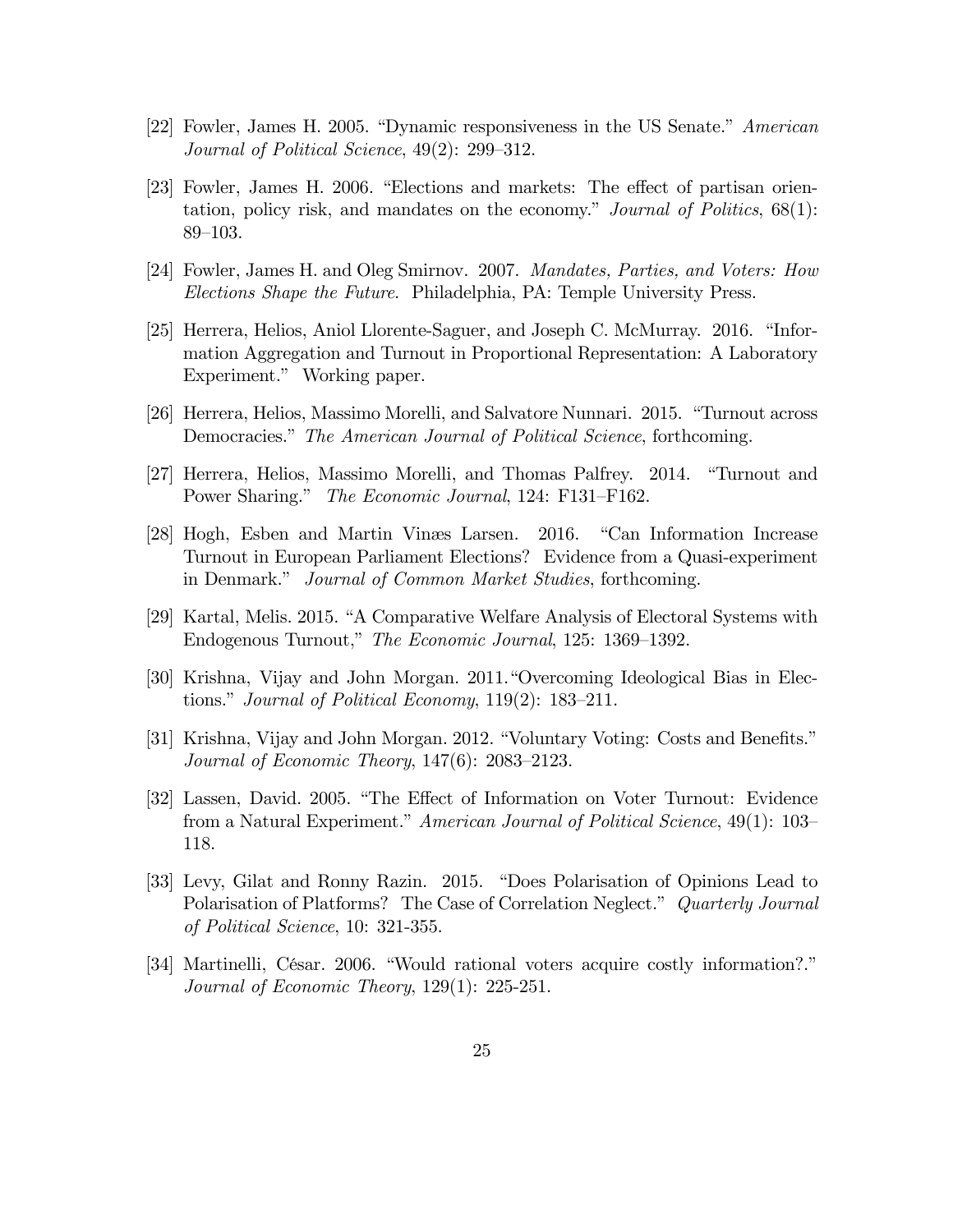[22] Fowler, James H. 2005. "Dynamic responsiveness in the US Senate." *American Journal of Political Science*, 49(2): 299–312.

[23] Fowler, James H. 2006. "Elections and markets: The effect of partisan orientation, policy risk, and mandates on the economy." *Journal of Politics*, 68(1): 89–103.

[24] Fowler, James H. and Oleg Smirnov. 2007. *Mandates, Parties, and Voters: How Elections Shape the Future*. Philadelphia, PA: Temple University Press.

[25] Herrera, Helios, Aniol Llorente-Saguer, and Joseph C. McMurray. 2016. "Information Aggregation and Turnout in Proportional Representation: A Laboratory Experiment." Working paper.

[26] Herrera, Helios, Massimo Morelli, and Salvatore Nunnari. 2015. "Turnout across Democracies." *The American Journal of Political Science*, forthcoming.

[27] Herrera, Helios, Massimo Morelli, and Thomas Palfrey. 2014. "Turnout and Power Sharing." *The Economic Journal*, 124: F131–F162.

[28] Hogh, Esben and Martin Vinæs Larsen. 2016. "Can Information Increase Turnout in European Parliament Elections? Evidence from a Quasi-experiment in Denmark." *Journal of Common Market Studies*, forthcoming.

[29] Kartal, Melis. 2015. "A Comparative Welfare Analysis of Electoral Systems with Endogenous Turnout," *The Economic Journal*, 125: 1369–1392.

[30] Krishna, Vijay and John Morgan. 2011."Overcoming Ideological Bias in Elections." *Journal of Political Economy*, 119(2): 183–211.

[31] Krishna, Vijay and John Morgan. 2012. "Voluntary Voting: Costs and Benefits." *Journal of Economic Theory*, 147(6): 2083–2123.

[32] Lassen, David. 2005. "The Effect of Information on Voter Turnout: Evidence from a Natural Experiment." *American Journal of Political Science*, 49(1): 103–118.

[33] Levy, Gilat and Ronny Razin. 2015. "Does Polarisation of Opinions Lead to Polarisation of Platforms? The Case of Correlation Neglect." *Quarterly Journal of Political Science*, 10: 321-355.

[34] Martinelli, César. 2006. "Would rational voters acquire costly information?." *Journal of Economic Theory*, 129(1): 225-251.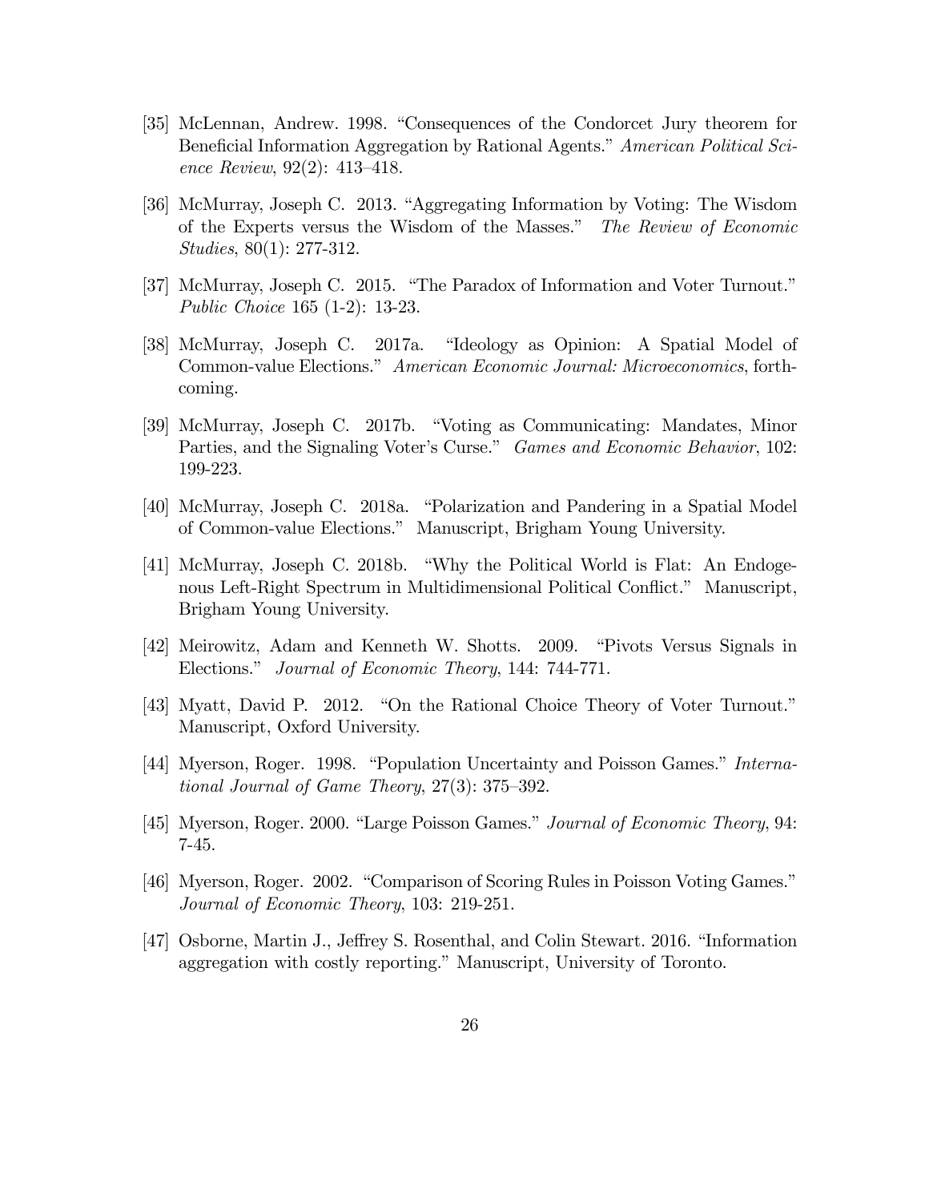[35] McLennan, Andrew. 1998. "Consequences of the Condorcet Jury theorem for Beneficial Information Aggregation by Rational Agents." *American Political Science Review*, 92(2): 413–418.

[36] McMurray, Joseph C. 2013. "Aggregating Information by Voting: The Wisdom of the Experts versus the Wisdom of the Masses." *The Review of Economic Studies*, 80(1): 277-312.

[37] McMurray, Joseph C. 2015. "The Paradox of Information and Voter Turnout." *Public Choice* 165 (1-2): 13-23.

[38] McMurray, Joseph C. 2017a. "Ideology as Opinion: A Spatial Model of Common-value Elections." *American Economic Journal: Microeconomics*, forthcoming.

[39] McMurray, Joseph C. 2017b. "Voting as Communicating: Mandates, Minor Parties, and the Signaling Voter's Curse." *Games and Economic Behavior*, 102: 199-223.

[40] McMurray, Joseph C. 2018a. "Polarization and Pandering in a Spatial Model of Common-value Elections." Manuscript, Brigham Young University.

[41] McMurray, Joseph C. 2018b. "Why the Political World is Flat: An Endogenous Left-Right Spectrum in Multidimensional Political Conflict." Manuscript, Brigham Young University.

[42] Meirowitz, Adam and Kenneth W. Shotts. 2009. "Pivots Versus Signals in Elections." *Journal of Economic Theory*, 144: 744-771.

[43] Myatt, David P. 2012. "On the Rational Choice Theory of Voter Turnout." Manuscript, Oxford University.

[44] Myerson, Roger. 1998. "Population Uncertainty and Poisson Games." *International Journal of Game Theory*, 27(3): 375–392.

[45] Myerson, Roger. 2000. "Large Poisson Games." *Journal of Economic Theory*, 94: 7-45.

[46] Myerson, Roger. 2002. "Comparison of Scoring Rules in Poisson Voting Games." *Journal of Economic Theory*, 103: 219-251.

[47] Osborne, Martin J., Jeffrey S. Rosenthal, and Colin Stewart. 2016. "Information aggregation with costly reporting." Manuscript, University of Toronto.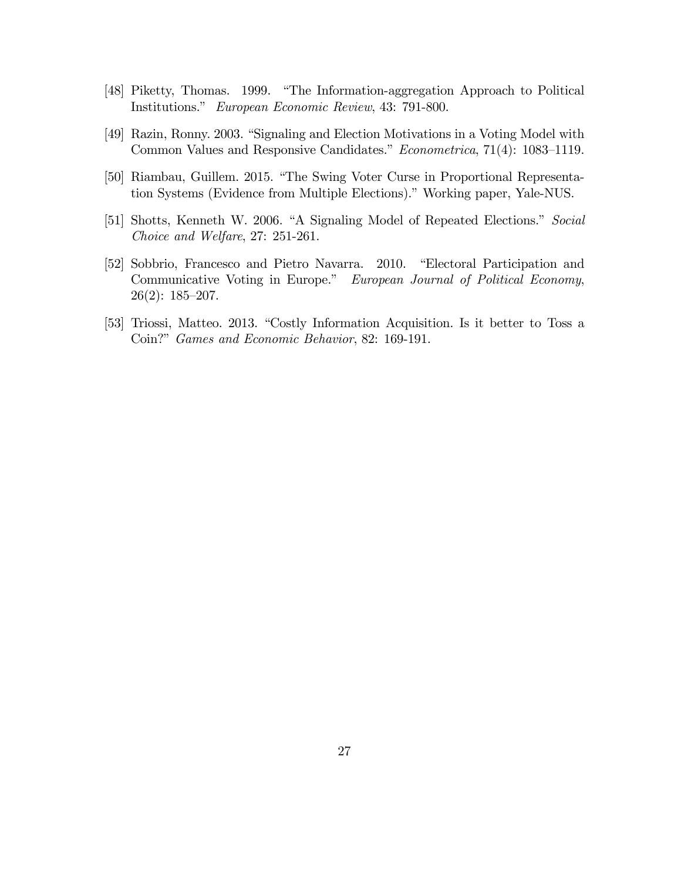[48] Piketty, Thomas. 1999. "The Information-aggregation Approach to Political Institutions." *European Economic Review*, 43: 791-800.

[49] Razin, Ronny. 2003. "Signaling and Election Motivations in a Voting Model with Common Values and Responsive Candidates." *Econometrica*, 71(4): 1083–1119.

[50] Riambau, Guillem. 2015. "The Swing Voter Curse in Proportional Representation Systems (Evidence from Multiple Elections)." Working paper, Yale-NUS.

[51] Shotts, Kenneth W. 2006. "A Signaling Model of Repeated Elections." *Social Choice and Welfare*, 27: 251-261.

[52] Sobbrio, Francesco and Pietro Navarra. 2010. "Electoral Participation and Communicative Voting in Europe." *European Journal of Political Economy*, 26(2): 185–207.

[53] Triossi, Matteo. 2013. "Costly Information Acquisition. Is it better to Toss a Coin?" *Games and Economic Behavior*, 82: 169-191.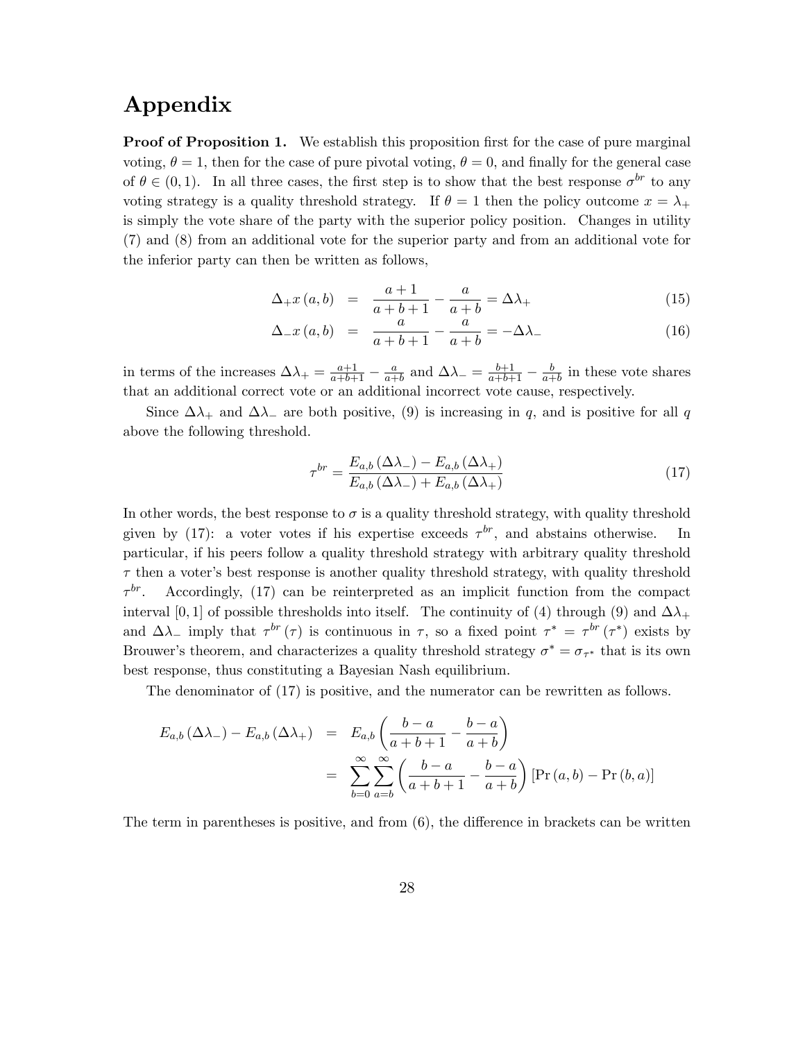# Appendix

**Proof of Proposition 1.** We establish this proposition first for the case of pure marginal voting, $\theta = 1$, then for the case of pure pivotal voting, $\theta = 0$, and finally for the general case of $\theta \in (0, 1)$. In all three cases, the first step is to show that the best response $\sigma^{br}$ to any voting strategy is a quality threshold strategy. If $\theta = 1$ then the policy outcome $x = \lambda_+$ is simply the vote share of the party with the superior policy position. Changes in utility (7) and (8) from an additional vote for the superior party and from an additional vote for the inferior party can then be written as follows,

$$\Delta_+ x(a, b) = \frac{a+1}{a+b+1} - \frac{a}{a+b} = \Delta\lambda_+ \tag{15}$$

$$\Delta_- x(a, b) = \frac{a}{a+b+1} - \frac{a}{a+b} = -\Delta\lambda_- \tag{16}$$

in terms of the increases $\Delta\lambda_+ = \frac{a+1}{a+b+1} - \frac{a}{a+b}$ and $\Delta\lambda_- = \frac{b+1}{a+b+1} - \frac{b}{a+b}$ in these vote shares that an additional correct vote or an additional incorrect vote cause, respectively.

Since $\Delta\lambda_+$ and $\Delta\lambda_-$ are both positive, (9) is increasing in $q$, and is positive for all $q$ above the following threshold.

$$\tau^{br} = \frac{E_{a,b}(\Delta\lambda_-) - E_{a,b}(\Delta\lambda_+)}{E_{a,b}(\Delta\lambda_-) + E_{a,b}(\Delta\lambda_+)} \tag{17}$$

In other words, the best response to $\sigma$ is a quality threshold strategy, with quality threshold given by (17): a voter votes if his expertise exceeds $\tau^{br}$, and abstains otherwise. In particular, if his peers follow a quality threshold strategy with arbitrary quality threshold $\tau$ then a voter's best response is another quality threshold strategy, with quality threshold $\tau^{br}$. Accordingly, (17) can be reinterpreted as an implicit function from the compact interval $[0, 1]$ of possible thresholds into itself. The continuity of (4) through (9) and $\Delta\lambda_+$ and $\Delta\lambda_-$ imply that $\tau^{br}(\tau)$ is continuous in $\tau$, so a fixed point $\tau^* = \tau^{br}(\tau^*)$ exists by Brouwer's theorem, and characterizes a quality threshold strategy $\sigma^* = \sigma_{\tau^*}$ that is its own best response, thus constituting a Bayesian Nash equilibrium.

The denominator of (17) is positive, and the numerator can be rewritten as follows.

$$\begin{aligned}
E_{a,b}(\Delta\lambda_-) - E_{a,b}(\Delta\lambda_+) &= E_{a,b}\left(\frac{b-a}{a+b+1} - \frac{b-a}{a+b}\right) \\
&= \sum_{b=0}^{\infty}\sum_{a=b}^{\infty}\left(\frac{b-a}{a+b+1} - \frac{b-a}{a+b}\right)[\Pr(a,b) - \Pr(b,a)]
\end{aligned}$$

The term in parentheses is positive, and from (6), the difference in brackets can be written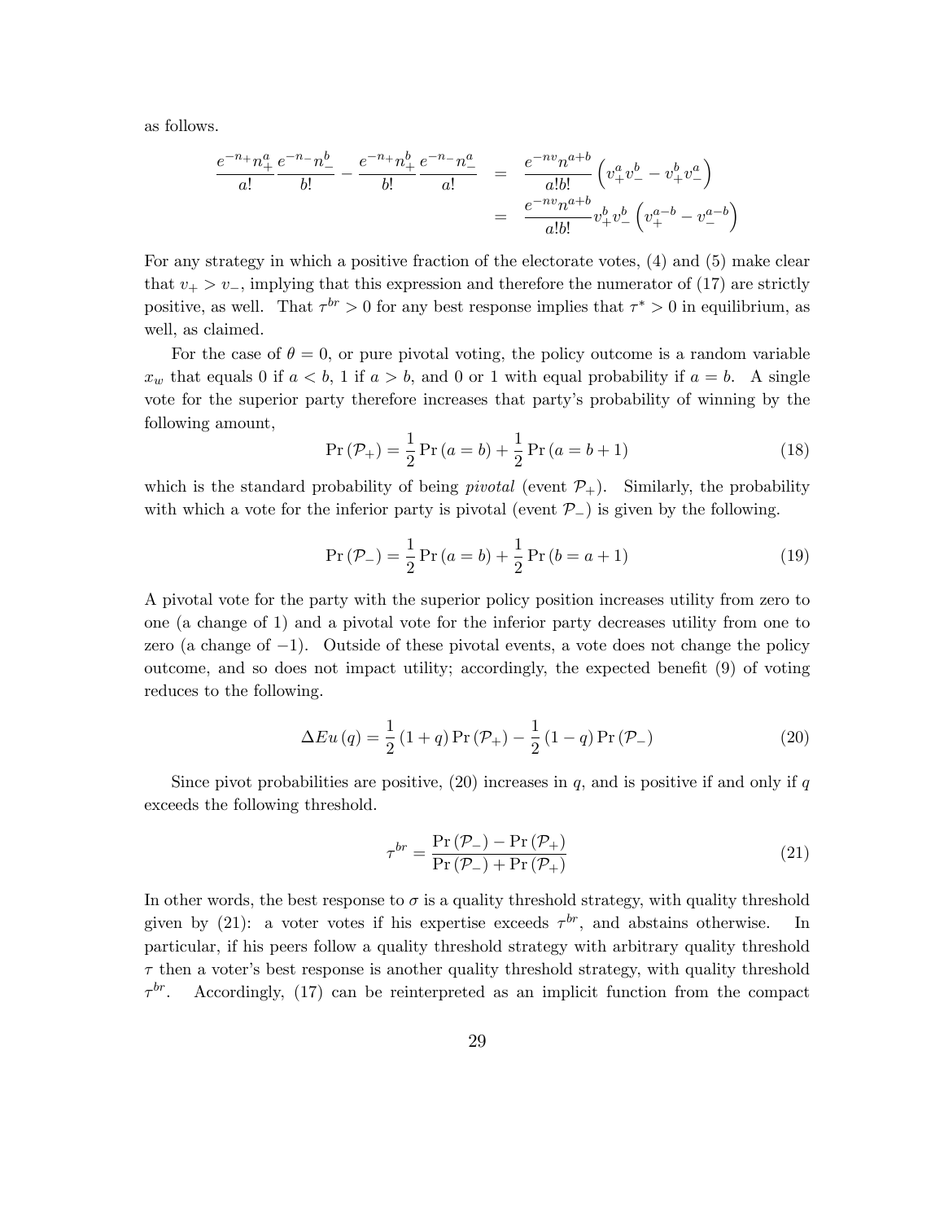as follows.

$$
\begin{aligned}
\frac{e^{-n_+}n_+^a}{a!}\frac{e^{-n_-}n_-^b}{b!} - \frac{e^{-n_+}n_+^b}{b!}\frac{e^{-n_-}n_-^a}{a!} &= \frac{e^{-nv}n^{a+b}}{a!b!}\left(v_+^a v_-^b - v_+^b v_-^a\right) \\
&= \frac{e^{-nv}n^{a+b}}{a!b!}v_+^b v_-^b\left(v_+^{a-b} - v_-^{a-b}\right)
\end{aligned}
$$

For any strategy in which a positive fraction of the electorate votes, (4) and (5) make clear that $v_+ > v_-$, implying that this expression and therefore the numerator of (17) are strictly positive, as well. That $\tau^{br} > 0$ for any best response implies that $\tau^* > 0$ in equilibrium, as well, as claimed.

For the case of $\theta = 0$, or pure pivotal voting, the policy outcome is a random variable $x_w$ that equals 0 if $a < b$, 1 if $a > b$, and 0 or 1 with equal probability if $a = b$. A single vote for the superior party therefore increases that party's probability of winning by the following amount,

$$
\Pr(\mathcal{P}_+) = \frac{1}{2}\Pr(a = b) + \frac{1}{2}\Pr(a = b + 1) \tag{18}
$$

which is the standard probability of being *pivotal* (event $\mathcal{P}_+$). Similarly, the probability with which a vote for the inferior party is pivotal (event $\mathcal{P}_-$) is given by the following.

$$
\Pr(\mathcal{P}_-) = \frac{1}{2}\Pr(a = b) + \frac{1}{2}\Pr(b = a + 1) \tag{19}
$$

A pivotal vote for the party with the superior policy position increases utility from zero to one (a change of 1) and a pivotal vote for the inferior party decreases utility from one to zero (a change of $-1$). Outside of these pivotal events, a vote does not change the policy outcome, and so does not impact utility; accordingly, the expected benefit (9) of voting reduces to the following.

$$
\Delta Eu(q) = \frac{1}{2}(1 + q)\Pr(\mathcal{P}_+) - \frac{1}{2}(1 - q)\Pr(\mathcal{P}_-) \tag{20}
$$

Since pivot probabilities are positive, (20) increases in $q$, and is positive if and only if $q$ exceeds the following threshold.

$$
\tau^{br} = \frac{\Pr(\mathcal{P}_-) - \Pr(\mathcal{P}_+)}{\Pr(\mathcal{P}_-) + \Pr(\mathcal{P}_+)} \tag{21}
$$

In other words, the best response to $\sigma$ is a quality threshold strategy, with quality threshold given by (21): a voter votes if his expertise exceeds $\tau^{br}$, and abstains otherwise. In particular, if his peers follow a quality threshold strategy with arbitrary quality threshold $\tau$ then a voter's best response is another quality threshold strategy, with quality threshold $\tau^{br}$. Accordingly, (17) can be reinterpreted as an implicit function from the compact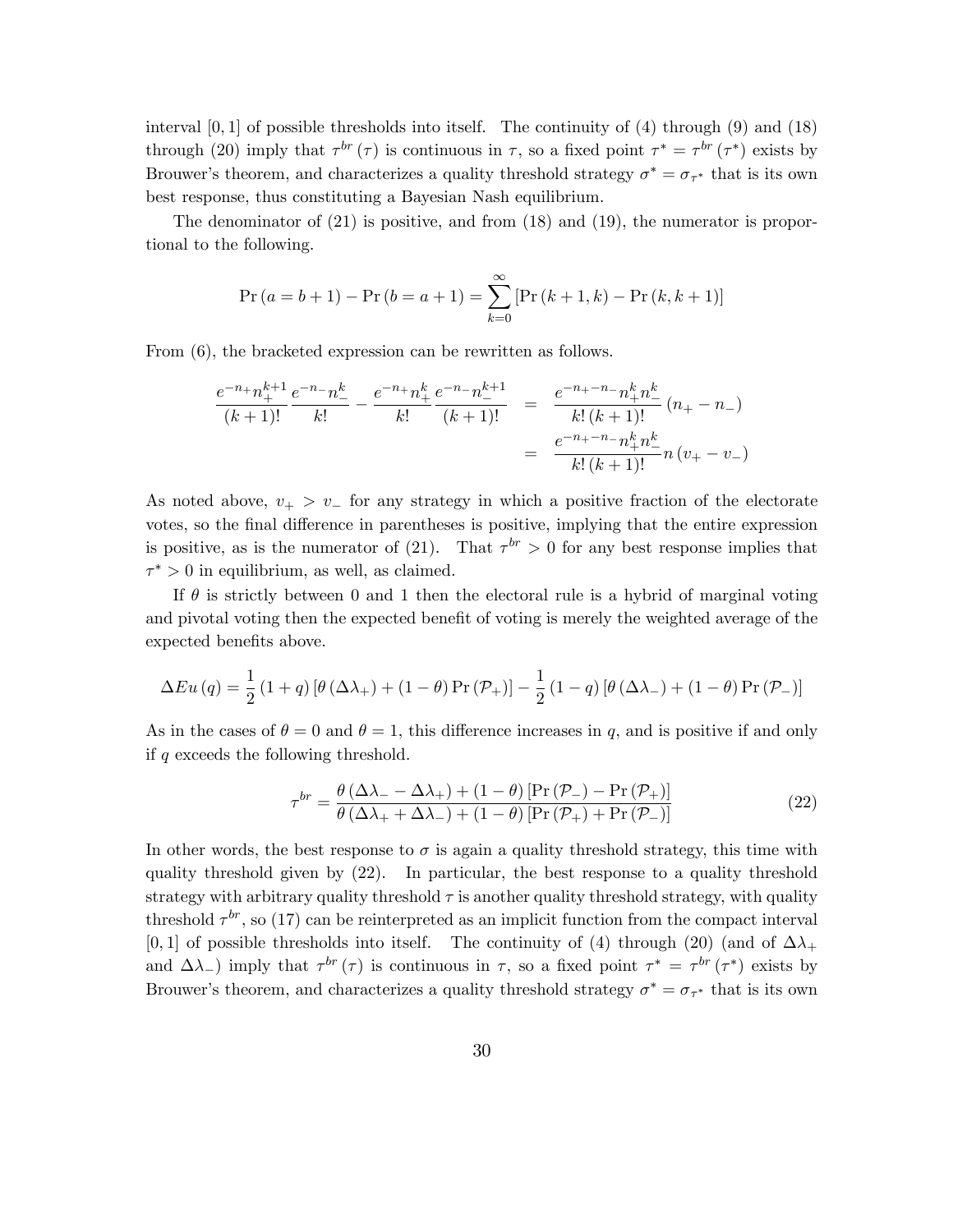interval $[0,1]$ of possible thresholds into itself. The continuity of (4) through (9) and (18) through (20) imply that $\tau^{br}(\tau)$ is continuous in $\tau$, so a fixed point $\tau^* = \tau^{br}(\tau^*)$ exists by Brouwer's theorem, and characterizes a quality threshold strategy $\sigma^* = \sigma_{\tau^*}$ that is its own best response, thus constituting a Bayesian Nash equilibrium.

The denominator of (21) is positive, and from (18) and (19), the numerator is proportional to the following.

$$\Pr(a = b+1) - \Pr(b = a+1) = \sum_{k=0}^{\infty} \left[\Pr(k+1,k) - \Pr(k,k+1)\right]$$

From (6), the bracketed expression can be rewritten as follows.

$$\begin{aligned}
\frac{e^{-n_+} n_+^{k+1}}{(k+1)!} \frac{e^{-n_-} n_-^{k}}{k!} - \frac{e^{-n_+} n_+^{k}}{k!} \frac{e^{-n_-} n_-^{k+1}}{(k+1)!} &= \frac{e^{-n_+ - n_-} n_+^k n_-^k}{k!\,(k+1)!}(n_+ - n_-) \\
&= \frac{e^{-n_+ - n_-} n_+^k n_-^k}{k!\,(k+1)!} n\,(v_+ - v_-)
\end{aligned}$$

As noted above, $v_+ > v_-$ for any strategy in which a positive fraction of the electorate votes, so the final difference in parentheses is positive, implying that the entire expression is positive, as is the numerator of (21). That $\tau^{br} > 0$ for any best response implies that $\tau^* > 0$ in equilibrium, as well, as claimed.

If $\theta$ is strictly between 0 and 1 then the electoral rule is a hybrid of marginal voting and pivotal voting then the expected benefit of voting is merely the weighted average of the expected benefits above.

$$\Delta Eu(q) = \frac{1}{2}(1+q)\left[\theta(\Delta\lambda_+) + (1-\theta)\Pr(\mathcal{P}_+)\right] - \frac{1}{2}(1-q)\left[\theta(\Delta\lambda_-) + (1-\theta)\Pr(\mathcal{P}_-)\right]$$

As in the cases of $\theta = 0$ and $\theta = 1$, this difference increases in $q$, and is positive if and only if $q$ exceeds the following threshold.

$$\tau^{br} = \frac{\theta(\Delta\lambda_- - \Delta\lambda_+) + (1-\theta)\left[\Pr(\mathcal{P}_-) - \Pr(\mathcal{P}_+)\right]}{\theta(\Delta\lambda_+ + \Delta\lambda_-) + (1-\theta)\left[\Pr(\mathcal{P}_+) + \Pr(\mathcal{P}_-)\right]} \tag{22}$$

In other words, the best response to $\sigma$ is again a quality threshold strategy, this time with quality threshold given by (22). In particular, the best response to a quality threshold strategy with arbitrary quality threshold $\tau$ is another quality threshold strategy, with quality threshold $\tau^{br}$, so (17) can be reinterpreted as an implicit function from the compact interval $[0,1]$ of possible thresholds into itself. The continuity of (4) through (20) (and of $\Delta\lambda_+$ and $\Delta\lambda_-$) imply that $\tau^{br}(\tau)$ is continuous in $\tau$, so a fixed point $\tau^* = \tau^{br}(\tau^*)$ exists by Brouwer's theorem, and characterizes a quality threshold strategy $\sigma^* = \sigma_{\tau^*}$ that is its own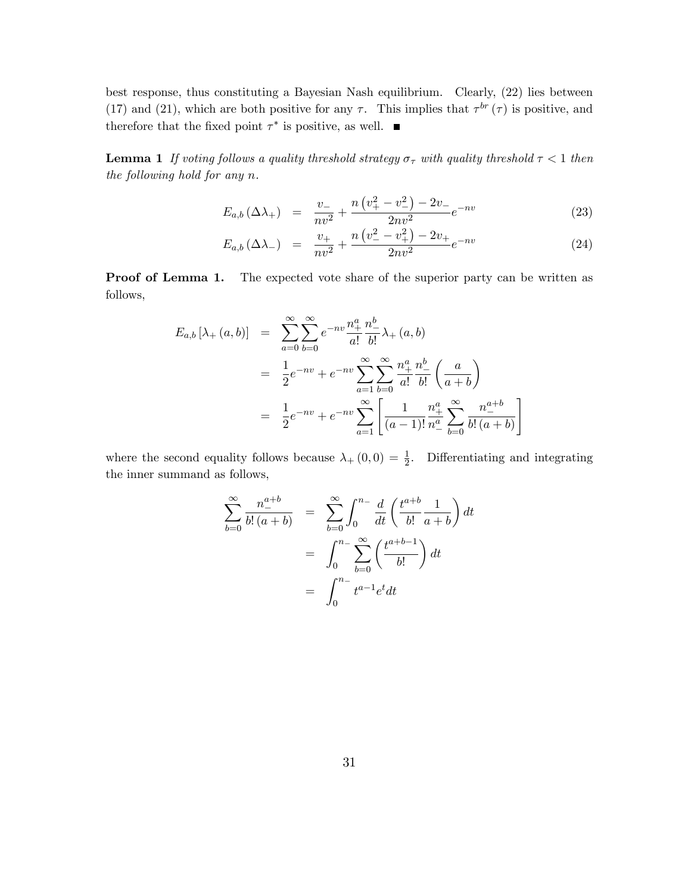best response, thus constituting a Bayesian Nash equilibrium. Clearly, (22) lies between (17) and (21), which are both positive for any $\tau$. This implies that $\tau^{br}(\tau)$ is positive, and therefore that the fixed point $\tau^*$ is positive, as well. ■

**Lemma 1** *If voting follows a quality threshold strategy $\sigma_\tau$ with quality threshold $\tau < 1$ then the following hold for any $n$.*

$$E_{a,b}(\Delta\lambda_+) = \frac{v_-}{nv^2} + \frac{n\left(v_+^2 - v_-^2\right) - 2v_-}{2nv^2}e^{-nv} \tag{23}$$

$$E_{a,b}(\Delta\lambda_-) = \frac{v_+}{nv^2} + \frac{n\left(v_-^2 - v_+^2\right) - 2v_+}{2nv^2}e^{-nv} \tag{24}$$

**Proof of Lemma 1.** The expected vote share of the superior party can be written as follows,

$$\begin{aligned}
E_{a,b}\left[\lambda_+(a,b)\right] &= \sum_{a=0}^{\infty}\sum_{b=0}^{\infty} e^{-nv}\frac{n_+^a}{a!}\frac{n_-^b}{b!}\lambda_+(a,b) \\
&= \frac{1}{2}e^{-nv} + e^{-nv}\sum_{a=1}^{\infty}\sum_{b=0}^{\infty}\frac{n_+^a}{a!}\frac{n_-^b}{b!}\left(\frac{a}{a+b}\right) \\
&= \frac{1}{2}e^{-nv} + e^{-nv}\sum_{a=1}^{\infty}\left[\frac{1}{(a-1)!}\frac{n_+^a}{n_-^a}\sum_{b=0}^{\infty}\frac{n_-^{a+b}}{b!\,(a+b)}\right]
\end{aligned}$$

where the second equality follows because $\lambda_+(0,0) = \frac{1}{2}$. Differentiating and integrating the inner summand as follows,

$$\begin{aligned}
\sum_{b=0}^{\infty}\frac{n_-^{a+b}}{b!\,(a+b)} &= \sum_{b=0}^{\infty}\int_0^{n_-}\frac{d}{dt}\left(\frac{t^{a+b}}{b!}\frac{1}{a+b}\right)dt \\
&= \int_0^{n_-}\sum_{b=0}^{\infty}\left(\frac{t^{a+b-1}}{b!}\right)dt \\
&= \int_0^{n_-} t^{a-1}e^t\,dt
\end{aligned}$$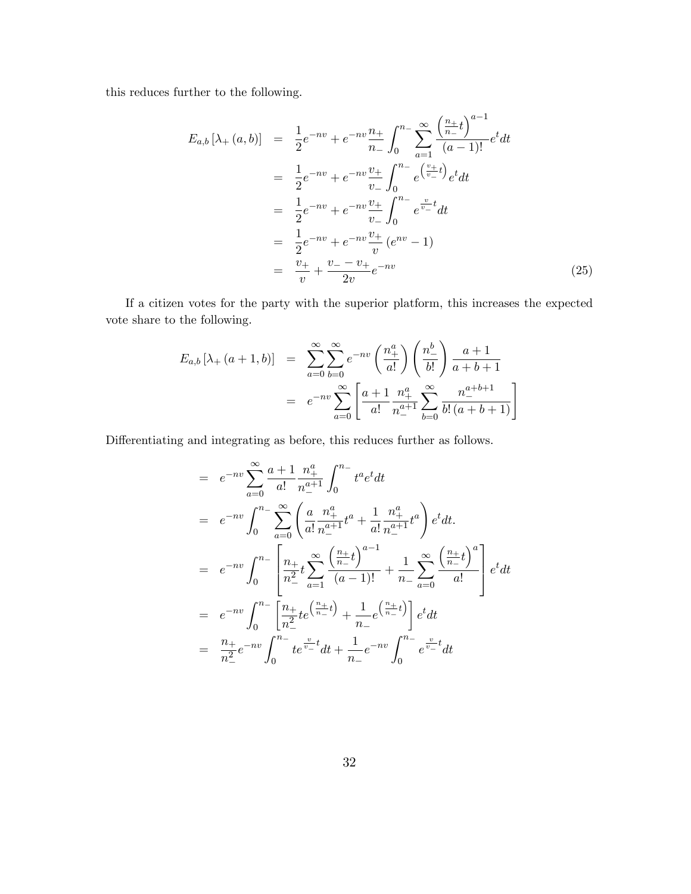this reduces further to the following.

$$
\begin{aligned}
E_{a,b}\left[\lambda_+(a,b)\right] &= \frac{1}{2}e^{-nv} + e^{-nv}\frac{n_+}{n_-}\int_0^{n_-}\sum_{a=1}^{\infty}\frac{\left(\frac{n_+}{n_-}t\right)^{a-1}}{(a-1)!}e^t dt \\
&= \frac{1}{2}e^{-nv} + e^{-nv}\frac{v_+}{v_-}\int_0^{n_-} e^{\left(\frac{v_+}{v_-}t\right)}e^t dt \\
&= \frac{1}{2}e^{-nv} + e^{-nv}\frac{v_+}{v_-}\int_0^{n_-} e^{\frac{v}{v_-}t}dt \\
&= \frac{1}{2}e^{-nv} + e^{-nv}\frac{v_+}{v}\left(e^{nv}-1\right) \\
&= \frac{v_+}{v} + \frac{v_- - v_+}{2v}e^{-nv}
\end{aligned} \tag{25}
$$

If a citizen votes for the party with the superior platform, this increases the expected vote share to the following.

$$
\begin{aligned}
E_{a,b}\left[\lambda_+(a+1,b)\right] &= \sum_{a=0}^{\infty}\sum_{b=0}^{\infty} e^{-nv}\left(\frac{n_+^a}{a!}\right)\left(\frac{n_-^b}{b!}\right)\frac{a+1}{a+b+1} \\
&= e^{-nv}\sum_{a=0}^{\infty}\left[\frac{a+1}{a!}\frac{n_+^a}{n_-^{a+1}}\sum_{b=0}^{\infty}\frac{n_-^{a+b+1}}{b!\,(a+b+1)}\right]
\end{aligned}
$$

Differentiating and integrating as before, this reduces further as follows.

$$
\begin{aligned}
&= e^{-nv}\sum_{a=0}^{\infty}\frac{a+1}{a!}\frac{n_+^a}{n_-^{a+1}}\int_0^{n_-} t^a e^t dt \\
&= e^{-nv}\int_0^{n_-}\sum_{a=0}^{\infty}\left(\frac{a}{a!}\frac{n_+^a}{n_-^{a+1}}t^a + \frac{1}{a!}\frac{n_+^a}{n_-^{a+1}}t^a\right)e^t dt. \\
&= e^{-nv}\int_0^{n_-}\left[\frac{n_+}{n_-^2}t\sum_{a=1}^{\infty}\frac{\left(\frac{n_+}{n_-}t\right)^{a-1}}{(a-1)!} + \frac{1}{n_-}\sum_{a=0}^{\infty}\frac{\left(\frac{n_+}{n_-}t\right)^{a}}{a!}\right]e^t dt \\
&= e^{-nv}\int_0^{n_-}\left[\frac{n_+}{n_-^2}te^{\left(\frac{n_+}{n_-}t\right)} + \frac{1}{n_-}e^{\left(\frac{n_+}{n_-}t\right)}\right]e^t dt \\
&= \frac{n_+}{n_-^2}e^{-nv}\int_0^{n_-} te^{\frac{v}{v_-}t}dt + \frac{1}{n_-}e^{-nv}\int_0^{n_-} e^{\frac{v}{v_-}t}dt
\end{aligned}
$$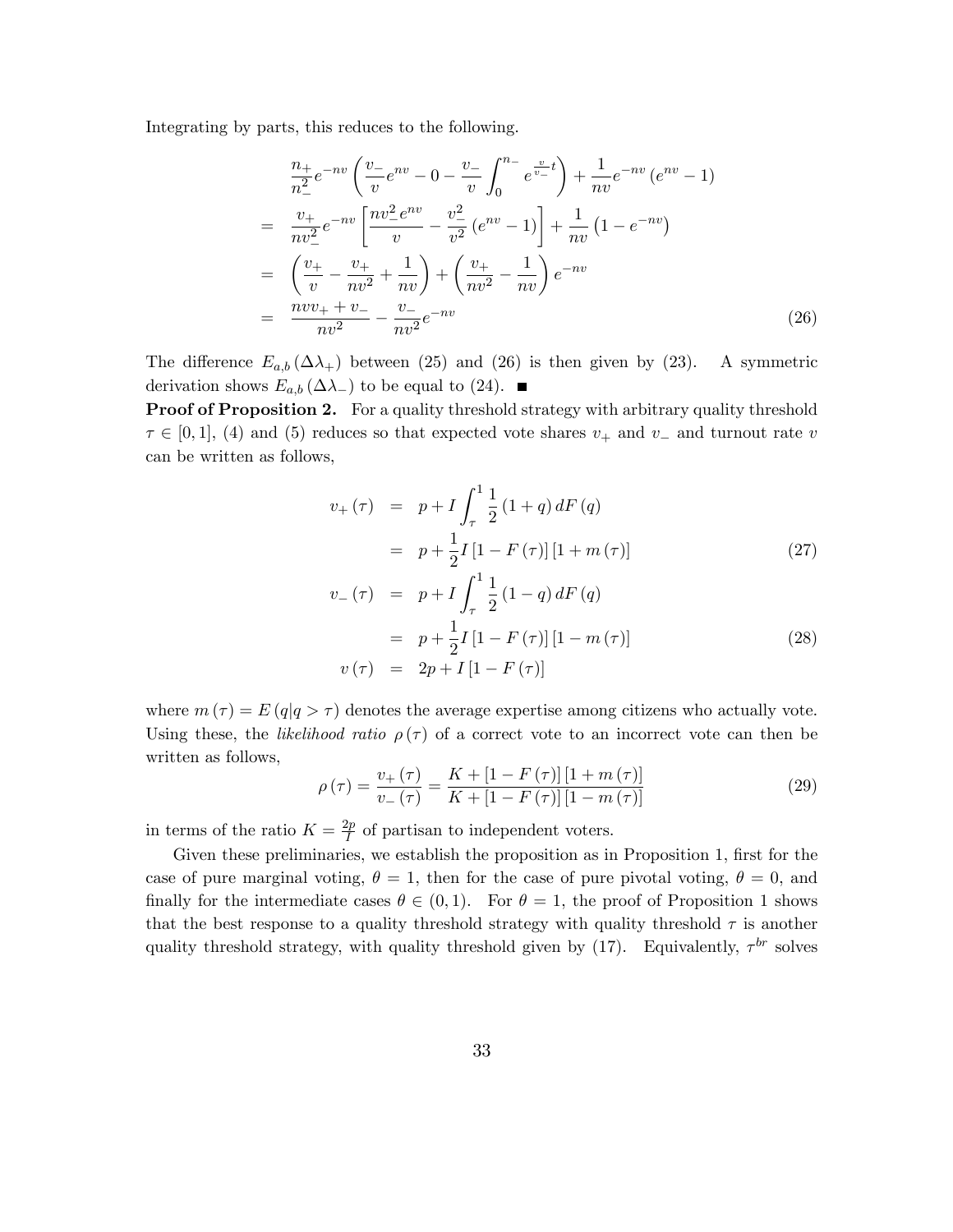Integrating by parts, this reduces to the following.

$$
\begin{aligned}
& \frac{n_+}{n_-^2} e^{-nv} \left( \frac{v_-}{v} e^{nv} - 0 - \frac{v_-}{v} \int_0^{n_-} e^{\frac{v}{v_-} t} \right) + \frac{1}{nv} e^{-nv} \left( e^{nv} - 1 \right) \\
= & \frac{v_+}{nv_-^2} e^{-nv} \left[ \frac{nv_-^2 e^{nv}}{v} - \frac{v_-^2}{v^2} \left( e^{nv} - 1 \right) \right] + \frac{1}{nv} \left( 1 - e^{-nv} \right) \\
= & \left( \frac{v_+}{v} - \frac{v_+}{nv^2} + \frac{1}{nv} \right) + \left( \frac{v_+}{nv^2} - \frac{1}{nv} \right) e^{-nv} \\
= & \frac{nvv_+ + v_-}{nv^2} - \frac{v_-}{nv^2} e^{-nv}
\end{aligned}
\tag{26}
$$

The difference $E_{a,b}(\Delta\lambda_+)$ between (25) and (26) is then given by (23). A symmetric derivation shows $E_{a,b}(\Delta\lambda_-)$ to be equal to (24). ■

**Proof of Proposition 2.** For a quality threshold strategy with arbitrary quality threshold $\tau \in [0,1]$, (4) and (5) reduces so that expected vote shares $v_+$ and $v_-$ and turnout rate $v$ can be written as follows,

$$
\begin{aligned}
v_+(\tau) &= p + I \int_\tau^1 \frac{1}{2}(1+q)\, dF(q) \\
&= p + \frac{1}{2} I [1 - F(\tau)] [1 + m(\tau)] \qquad (27) \\
v_-(\tau) &= p + I \int_\tau^1 \frac{1}{2}(1-q)\, dF(q) \\
&= p + \frac{1}{2} I [1 - F(\tau)] [1 - m(\tau)] \qquad (28) \\
v(\tau) &= 2p + I [1 - F(\tau)]
\end{aligned}
$$

where $m(\tau) = E(q|q > \tau)$ denotes the average expertise among citizens who actually vote. Using these, the *likelihood ratio* $\rho(\tau)$ of a correct vote to an incorrect vote can then be written as follows,

$$
\rho(\tau) = \frac{v_+(\tau)}{v_-(\tau)} = \frac{K + [1 - F(\tau)][1 + m(\tau)]}{K + [1 - F(\tau)][1 - m(\tau)]} \tag{29}
$$

in terms of the ratio $K = \frac{2p}{I}$ of partisan to independent voters.

Given these preliminaries, we establish the proposition as in Proposition 1, first for the case of pure marginal voting, $\theta = 1$, then for the case of pure pivotal voting, $\theta = 0$, and finally for the intermediate cases $\theta \in (0,1)$. For $\theta = 1$, the proof of Proposition 1 shows that the best response to a quality threshold strategy with quality threshold $\tau$ is another quality threshold strategy, with quality threshold given by (17). Equivalently, $\tau^{br}$ solves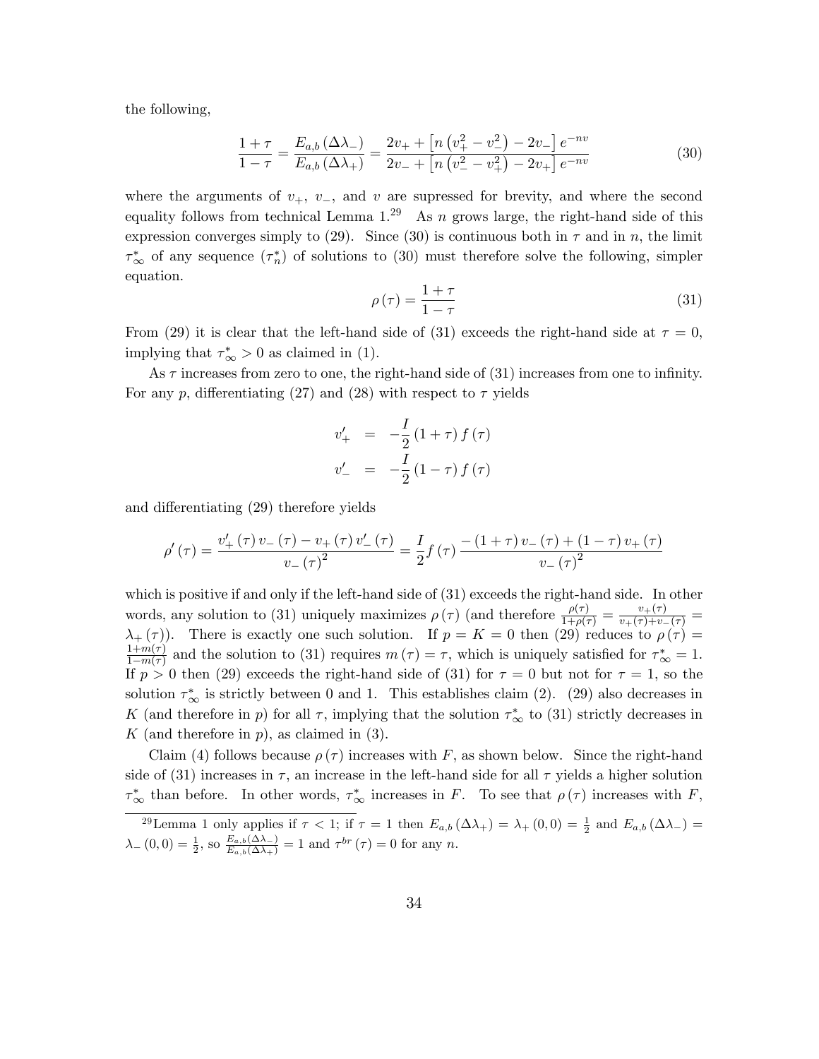the following,

$$\frac{1+\tau}{1-\tau} = \frac{E_{a,b}(\Delta\lambda_-)}{E_{a,b}(\Delta\lambda_+)} = \frac{2v_+ + \left[n\left(v_+^2 - v_-^2\right) - 2v_-\right]e^{-nv}}{2v_- + \left[n\left(v_-^2 - v_+^2\right) - 2v_+\right]e^{-nv}} \tag{30}$$

where the arguments of $v_+$, $v_-$, and $v$ are supressed for brevity, and where the second equality follows from technical Lemma 1.[29] As $n$ grows large, the right-hand side of this expression converges simply to (29). Since (30) is continuous both in $\tau$ and in $n$, the limit $\tau_\infty^*$ of any sequence $(\tau_n^*)$ of solutions to (30) must therefore solve the following, simpler equation.

$$\rho(\tau) = \frac{1+\tau}{1-\tau} \tag{31}$$

From (29) it is clear that the left-hand side of (31) exceeds the right-hand side at $\tau = 0$, implying that $\tau_\infty^* > 0$ as claimed in (1).

As $\tau$ increases from zero to one, the right-hand side of (31) increases from one to infinity. For any $p$, differentiating (27) and (28) with respect to $\tau$ yields

$$\begin{aligned} v_+' &= -\frac{I}{2}(1+\tau) f(\tau) \\ v_-' &= -\frac{I}{2}(1-\tau) f(\tau) \end{aligned}$$

and differentiating (29) therefore yields

$$\rho'(\tau) = \frac{v_+'(\tau)\, v_-(\tau) - v_+(\tau)\, v_-'(\tau)}{v_-(\tau)^2} = \frac{I}{2} f(\tau) \frac{-(1+\tau)\, v_-(\tau) + (1-\tau)\, v_+(\tau)}{v_-(\tau)^2}$$

which is positive if and only if the left-hand side of (31) exceeds the right-hand side. In other words, any solution to (31) uniquely maximizes $\rho(\tau)$ (and therefore $\frac{\rho(\tau)}{1+\rho(\tau)} = \frac{v_+(\tau)}{v_+(\tau)+v_-(\tau)} = \lambda_+(\tau)$). There is exactly one such solution. If $p = K = 0$ then (29) reduces to $\rho(\tau) = \frac{1+m(\tau)}{1-m(\tau)}$ and the solution to (31) requires $m(\tau) = \tau$, which is uniquely satisfied for $\tau_\infty^* = 1$. If $p > 0$ then (29) exceeds the right-hand side of (31) for $\tau = 0$ but not for $\tau = 1$, so the solution $\tau_\infty^*$ is strictly between 0 and 1. This establishes claim (2). (29) also decreases in $K$ (and therefore in $p$) for all $\tau$, implying that the solution $\tau_\infty^*$ to (31) strictly decreases in $K$ (and therefore in $p$), as claimed in (3).

Claim (4) follows because $\rho(\tau)$ increases with $F$, as shown below. Since the right-hand side of (31) increases in $\tau$, an increase in the left-hand side for all $\tau$ yields a higher solution $\tau_\infty^*$ than before. In other words, $\tau_\infty^*$ increases in $F$. To see that $\rho(\tau)$ increases with $F$,

---

[29] Lemma 1 only applies if $\tau < 1$; if $\tau = 1$ then $E_{a,b}(\Delta\lambda_+) = \lambda_+(0,0) = \frac{1}{2}$ and $E_{a,b}(\Delta\lambda_-) = \lambda_-(0,0) = \frac{1}{2}$, so $\frac{E_{a,b}(\Delta\lambda_-)}{E_{a,b}(\Delta\lambda_+)} = 1$ and $\tau^{br}(\tau) = 0$ for any $n$.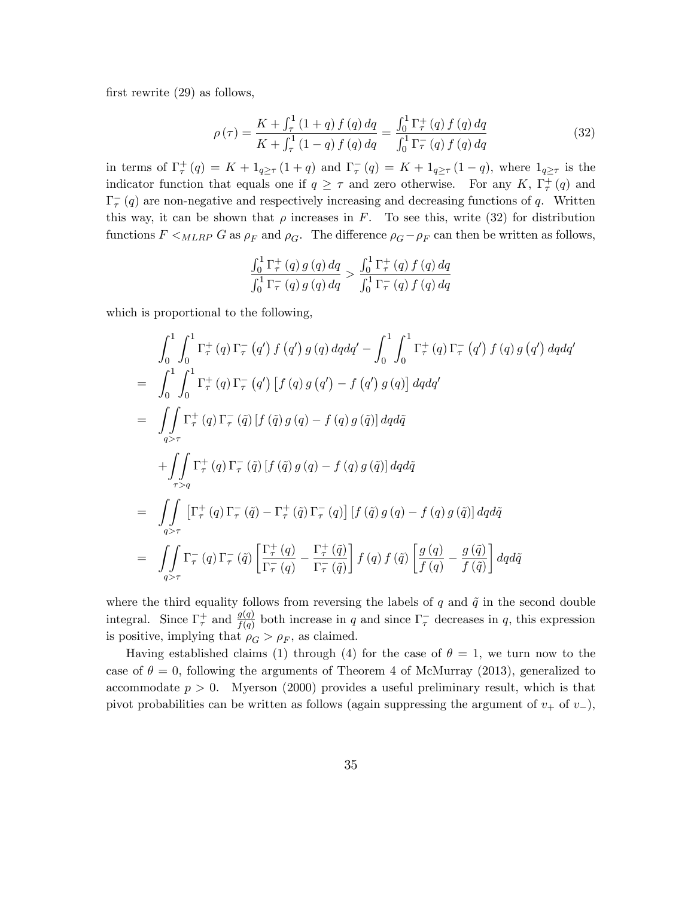first rewrite (29) as follows,

$$\rho(\tau) = \frac{K + \int_{\tau}^{1} (1+q) f(q)\, dq}{K + \int_{\tau}^{1} (1-q) f(q)\, dq} = \frac{\int_0^1 \Gamma_{\tau}^{+}(q) f(q)\, dq}{\int_0^1 \Gamma_{\tau}^{-}(q) f(q)\, dq} \tag{32}$$

in terms of $\Gamma_{\tau}^{+}(q) = K + 1_{q \geq \tau}(1+q)$ and $\Gamma_{\tau}^{-}(q) = K + 1_{q \geq \tau}(1-q)$, where $1_{q \geq \tau}$ is the indicator function that equals one if $q \geq \tau$ and zero otherwise. For any $K$, $\Gamma_{\tau}^{+}(q)$ and $\Gamma_{\tau}^{-}(q)$ are non-negative and respectively increasing and decreasing functions of $q$. Written this way, it can be shown that $\rho$ increases in $F$. To see this, write (32) for distribution functions $F <_{MLRP} G$ as $\rho_F$ and $\rho_G$. The difference $\rho_G - \rho_F$ can then be written as follows,

$$\frac{\int_0^1 \Gamma_{\tau}^{+}(q) g(q)\, dq}{\int_0^1 \Gamma_{\tau}^{-}(q) g(q)\, dq} > \frac{\int_0^1 \Gamma_{\tau}^{+}(q) f(q)\, dq}{\int_0^1 \Gamma_{\tau}^{-}(q) f(q)\, dq}$$

which is proportional to the following,

$$\begin{aligned}
& \int_0^1 \int_0^1 \Gamma_{\tau}^{+}(q) \Gamma_{\tau}^{-}(q') f(q') g(q)\, dq dq' - \int_0^1 \int_0^1 \Gamma_{\tau}^{+}(q) \Gamma_{\tau}^{-}(q') f(q) g(q')\, dq dq' \\
= & \int_0^1 \int_0^1 \Gamma_{\tau}^{+}(q) \Gamma_{\tau}^{-}(q') \left[ f(q) g(q') - f(q') g(q) \right] dq dq' \\
= & \iint_{q > \tau} \Gamma_{\tau}^{+}(q) \Gamma_{\tau}^{-}(\tilde{q}) \left[ f(\tilde{q}) g(q) - f(q) g(\tilde{q}) \right] dq d\tilde{q} \\
& + \iint_{\tau > q} \Gamma_{\tau}^{+}(q) \Gamma_{\tau}^{-}(\tilde{q}) \left[ f(\tilde{q}) g(q) - f(q) g(\tilde{q}) \right] dq d\tilde{q} \\
= & \iint_{q > \tau} \left[ \Gamma_{\tau}^{+}(q) \Gamma_{\tau}^{-}(\tilde{q}) - \Gamma_{\tau}^{+}(\tilde{q}) \Gamma_{\tau}^{-}(q) \right] \left[ f(\tilde{q}) g(q) - f(q) g(\tilde{q}) \right] dq d\tilde{q} \\
= & \iint_{q > \tau} \Gamma_{\tau}^{-}(q) \Gamma_{\tau}^{-}(\tilde{q}) \left[ \frac{\Gamma_{\tau}^{+}(q)}{\Gamma_{\tau}^{-}(q)} - \frac{\Gamma_{\tau}^{+}(\tilde{q})}{\Gamma_{\tau}^{-}(\tilde{q})} \right] f(q) f(\tilde{q}) \left[ \frac{g(q)}{f(q)} - \frac{g(\tilde{q})}{f(\tilde{q})} \right] dq d\tilde{q}
\end{aligned}$$

where the third equality follows from reversing the labels of $q$ and $\tilde{q}$ in the second double integral. Since $\Gamma_{\tau}^{+}$ and $\frac{g(q)}{f(q)}$ both increase in $q$ and since $\Gamma_{\tau}^{-}$ decreases in $q$, this expression is positive, implying that $\rho_G > \rho_F$, as claimed.

Having established claims (1) through (4) for the case of $\theta = 1$, we turn now to the case of $\theta = 0$, following the arguments of Theorem 4 of McMurray (2013), generalized to accommodate $p > 0$. Myerson (2000) provides a useful preliminary result, which is that pivot probabilities can be written as follows (again suppressing the argument of $v_+$ of $v_-$),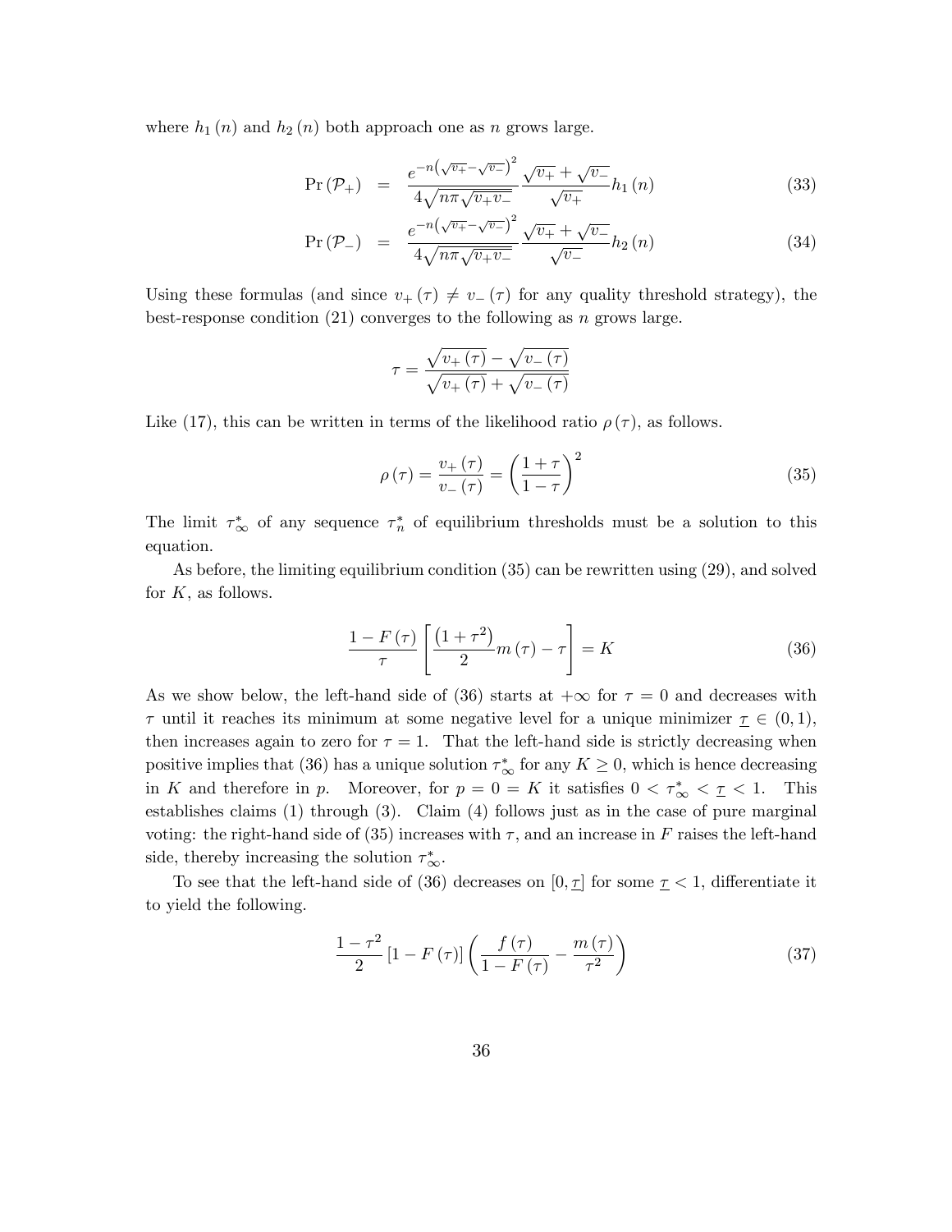where $h_1(n)$ and $h_2(n)$ both approach one as $n$ grows large.

$$\Pr(\mathcal{P}_+) = \frac{e^{-n\left(\sqrt{v_+}-\sqrt{v_-}\right)^2}}{4\sqrt{n\pi\sqrt{v_+v_-}}}\frac{\sqrt{v_+}+\sqrt{v_-}}{\sqrt{v_+}}h_1(n) \tag{33}$$

$$\Pr(\mathcal{P}_-) = \frac{e^{-n\left(\sqrt{v_+}-\sqrt{v_-}\right)^2}}{4\sqrt{n\pi\sqrt{v_+v_-}}}\frac{\sqrt{v_+}+\sqrt{v_-}}{\sqrt{v_-}}h_2(n) \tag{34}$$

Using these formulas (and since $v_+(\tau) \neq v_-(\tau)$ for any quality threshold strategy), the best-response condition (21) converges to the following as $n$ grows large.

$$\tau = \frac{\sqrt{v_+(\tau)}-\sqrt{v_-(\tau)}}{\sqrt{v_+(\tau)}+\sqrt{v_-(\tau)}}$$

Like (17), this can be written in terms of the likelihood ratio $\rho(\tau)$, as follows.

$$\rho(\tau) = \frac{v_+(\tau)}{v_-(\tau)} = \left(\frac{1+\tau}{1-\tau}\right)^2 \tag{35}$$

The limit $\tau_\infty^*$ of any sequence $\tau_n^*$ of equilibrium thresholds must be a solution to this equation.

As before, the limiting equilibrium condition (35) can be rewritten using (29), and solved for $K$, as follows.

$$\frac{1-F(\tau)}{\tau}\left[\frac{\left(1+\tau^2\right)}{2}m(\tau) - \tau\right] = K \tag{36}$$

As we show below, the left-hand side of (36) starts at $+\infty$ for $\tau = 0$ and decreases with $\tau$ until it reaches its minimum at some negative level for a unique minimizer $\underline{\tau} \in (0,1)$, then increases again to zero for $\tau = 1$. That the left-hand side is strictly decreasing when positive implies that (36) has a unique solution $\tau_\infty^*$ for any $K \geq 0$, which is hence decreasing in $K$ and therefore in $p$. Moreover, for $p = 0 = K$ it satisfies $0 < \tau_\infty^* < \underline{\tau} < 1$. This establishes claims (1) through (3). Claim (4) follows just as in the case of pure marginal voting: the right-hand side of (35) increases with $\tau$, and an increase in $F$ raises the left-hand side, thereby increasing the solution $\tau_\infty^*$.

To see that the left-hand side of (36) decreases on $[0, \underline{\tau}]$ for some $\underline{\tau} < 1$, differentiate it to yield the following.

$$\frac{1-\tau^2}{2}\left[1-F(\tau)\right]\left(\frac{f(\tau)}{1-F(\tau)} - \frac{m(\tau)}{\tau^2}\right) \tag{37}$$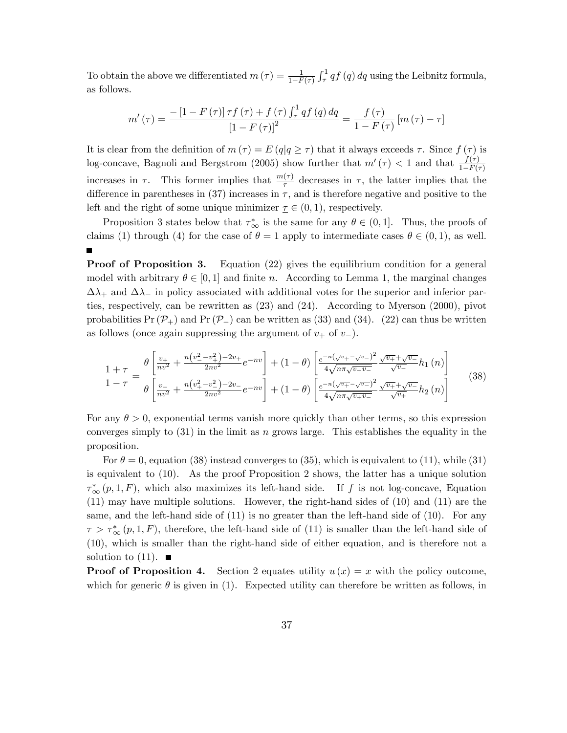To obtain the above we differentiated $m(\tau) = \frac{1}{1-F(\tau)} \int_\tau^1 q f(q)\, dq$ using the Leibnitz formula, as follows.

$$m'(\tau) = \frac{-[1-F(\tau)]\,\tau f(\tau) + f(\tau) \int_\tau^1 q f(q)\, dq}{[1-F(\tau)]^2} = \frac{f(\tau)}{1-F(\tau)} [m(\tau) - \tau]$$

It is clear from the definition of $m(\tau) = E(q|q \geq \tau)$ that it always exceeds $\tau$. Since $f(\tau)$ is log-concave, Bagnoli and Bergstrom (2005) show further that $m'(\tau) < 1$ and that $\frac{f(\tau)}{1-F(\tau)}$ increases in $\tau$. This former implies that $\frac{m(\tau)}{\tau}$ decreases in $\tau$, the latter implies that the difference in parentheses in (37) increases in $\tau$, and is therefore negative and positive to the left and the right of some unique minimizer $\underline{\tau} \in (0,1)$, respectively.

Proposition 3 states below that $\tau_\infty^*$ is the same for any $\theta \in (0,1]$. Thus, the proofs of claims (1) through (4) for the case of $\theta = 1$ apply to intermediate cases $\theta \in (0,1)$, as well. ■

**Proof of Proposition 3.** Equation (22) gives the equilibrium condition for a general model with arbitrary $\theta \in [0,1]$ and finite $n$. According to Lemma 1, the marginal changes $\Delta\lambda_+$ and $\Delta\lambda_-$ in policy associated with additional votes for the superior and inferior parties, respectively, can be rewritten as (23) and (24). According to Myerson (2000), pivot probabilities $\Pr(\mathcal{P}_+)$ and $\Pr(\mathcal{P}_-)$ can be written as (33) and (34). (22) can thus be written as follows (once again suppressing the argument of $v_+$ of $v_-$).

$$\frac{1+\tau}{1-\tau} = \frac{\theta \left[ \frac{v_+}{nv^2} + \frac{n\left(v_-^2 - v_+^2\right) - 2v_+}{2nv^2} e^{-nv} \right] + (1-\theta) \left[ \frac{e^{-n\left(\sqrt{v_+} - \sqrt{v_-}\right)^2}}{4\sqrt{n\pi}\sqrt{v_+ v_-}} \frac{\sqrt{v_+} + \sqrt{v_-}}{\sqrt{v_-}} h_1(n) \right]}{\theta \left[ \frac{v_-}{nv^2} + \frac{n\left(v_+^2 - v_-^2\right) - 2v_-}{2nv^2} e^{-nv} \right] + (1-\theta) \left[ \frac{e^{-n\left(\sqrt{v_+} - \sqrt{v_-}\right)^2}}{4\sqrt{n\pi}\sqrt{v_+ v_-}} \frac{\sqrt{v_+} + \sqrt{v_-}}{\sqrt{v_+}} h_2(n) \right]} \tag{38}$$

For any $\theta > 0$, exponential terms vanish more quickly than other terms, so this expression converges simply to (31) in the limit as $n$ grows large. This establishes the equality in the proposition.

For $\theta = 0$, equation (38) instead converges to (35), which is equivalent to (11), while (31) is equivalent to (10). As the proof Proposition 2 shows, the latter has a unique solution $\tau_\infty^*(p,1,F)$, which also maximizes its left-hand side. If $f$ is not log-concave, Equation (11) may have multiple solutions. However, the right-hand sides of (10) and (11) are the same, and the left-hand side of (11) is no greater than the left-hand side of (10). For any $\tau > \tau_\infty^*(p,1,F)$, therefore, the left-hand side of (11) is smaller than the left-hand side of (10), which is smaller than the right-hand side of either equation, and is therefore not a solution to (11). ■

**Proof of Proposition 4.** Section 2 equates utility $u(x) = x$ with the policy outcome, which for generic $\theta$ is given in (1). Expected utility can therefore be written as follows, in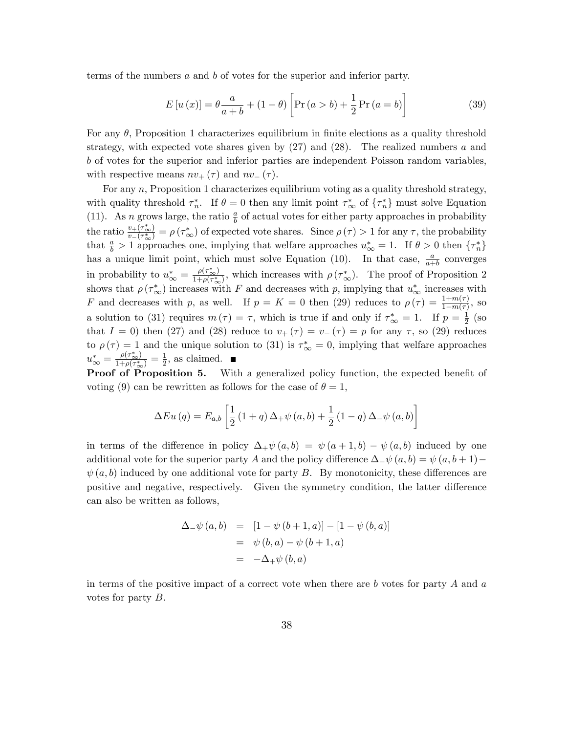terms of the numbers $a$ and $b$ of votes for the superior and inferior party.

$$E\left[u\left(x\right)\right]=\theta\frac{a}{a+b}+\left(1-\theta\right)\left[\Pr\left(a>b\right)+\frac{1}{2}\Pr\left(a=b\right)\right] \tag{39}$$

For any $\theta$, Proposition 1 characterizes equilibrium in finite elections as a quality threshold strategy, with expected vote shares given by (27) and (28). The realized numbers $a$ and $b$ of votes for the superior and inferior parties are independent Poisson random variables, with respective means $nv_{+}\left(\tau\right)$ and $nv_{-}\left(\tau\right)$.

For any $n$, Proposition 1 characterizes equilibrium voting as a quality threshold strategy, with quality threshold $\tau_n^*$. If $\theta=0$ then any limit point $\tau_\infty^*$ of $\{\tau_n^*\}$ must solve Equation (11). As $n$ grows large, the ratio $\frac{a}{b}$ of actual votes for either party approaches in probability the ratio $\frac{v_{+}(\tau_\infty^*)}{v_{-}(\tau_\infty^*)}=\rho\left(\tau_\infty^*\right)$ of expected vote shares. Since $\rho\left(\tau\right)>1$ for any $\tau$, the probability that $\frac{a}{b}>1$ approaches one, implying that welfare approaches $u_\infty^*=1$. If $\theta>0$ then $\{\tau_n^*\}$ has a unique limit point, which must solve Equation (10). In that case, $\frac{a}{a+b}$ converges in probability to $u_\infty^*=\frac{\rho(\tau_\infty^*)}{1+\rho(\tau_\infty^*)}$, which increases with $\rho\left(\tau_\infty^*\right)$. The proof of Proposition 2 shows that $\rho\left(\tau_\infty^*\right)$ increases with $F$ and decreases with $p$, implying that $u_\infty^*$ increases with $F$ and decreases with $p$, as well. If $p=K=0$ then (29) reduces to $\rho\left(\tau\right)=\frac{1+m(\tau)}{1-m(\tau)}$, so a solution to (31) requires $m\left(\tau\right)=\tau$, which is true if and only if $\tau_\infty^*=1$. If $p=\frac{1}{2}$ (so that $I=0$) then (27) and (28) reduce to $v_{+}\left(\tau\right)=v_{-}\left(\tau\right)=p$ for any $\tau$, so (29) reduces to $\rho\left(\tau\right)=1$ and the unique solution to (31) is $\tau_\infty^*=0$, implying that welfare approaches $u_\infty^*=\frac{\rho(\tau_\infty^*)}{1+\rho(\tau_\infty^*)}=\frac{1}{2}$, as claimed. ■

**Proof of Proposition 5.** With a generalized policy function, the expected benefit of voting (9) can be rewritten as follows for the case of $\theta=1$,

$$\Delta Eu\left(q\right)=E_{a,b}\left[\frac{1}{2}\left(1+q\right)\Delta_{+}\psi\left(a,b\right)+\frac{1}{2}\left(1-q\right)\Delta_{-}\psi\left(a,b\right)\right]$$

in terms of the difference in policy $\Delta_{+}\psi\left(a,b\right)=\psi\left(a+1,b\right)-\psi\left(a,b\right)$ induced by one additional vote for the superior party $A$ and the policy difference $\Delta_{-}\psi\left(a,b\right)=\psi\left(a,b+1\right)-\psi\left(a,b\right)$ induced by one additional vote for party $B$. By monotonicity, these differences are positive and negative, respectively. Given the symmetry condition, the latter difference can also be written as follows,

$$\begin{aligned}
\Delta_{-}\psi\left(a,b\right) &= \left[1-\psi\left(b+1,a\right)\right]-\left[1-\psi\left(b,a\right)\right] \\
&= \psi\left(b,a\right)-\psi\left(b+1,a\right) \\
&= -\Delta_{+}\psi\left(b,a\right)
\end{aligned}$$

in terms of the positive impact of a correct vote when there are $b$ votes for party $A$ and $a$ votes for party $B$.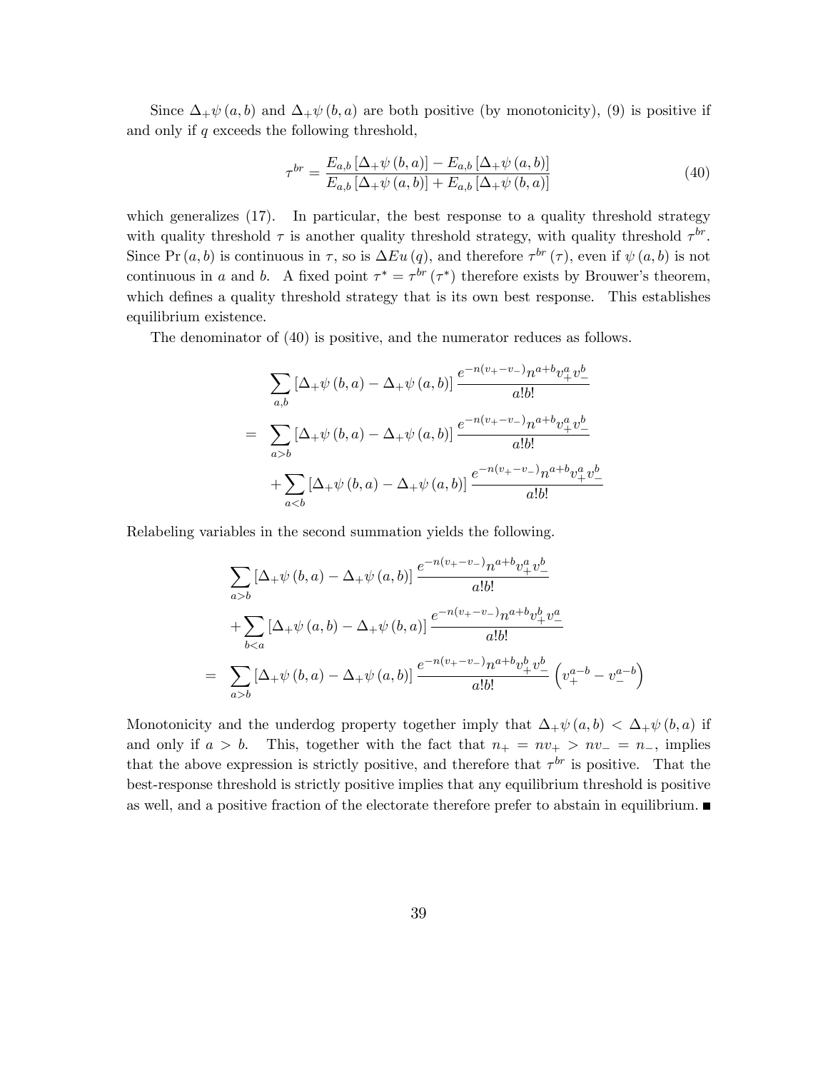Since $\Delta_+\psi(a,b)$ and $\Delta_+\psi(b,a)$ are both positive (by monotonicity), (9) is positive if and only if $q$ exceeds the following threshold,

$$\tau^{br} = \frac{E_{a,b}\left[\Delta_+\psi(b,a)\right] - E_{a,b}\left[\Delta_+\psi(a,b)\right]}{E_{a,b}\left[\Delta_+\psi(a,b)\right] + E_{a,b}\left[\Delta_+\psi(b,a)\right]} \tag{40}$$

which generalizes (17). In particular, the best response to a quality threshold strategy with quality threshold $\tau$ is another quality threshold strategy, with quality threshold $\tau^{br}$. Since $\Pr(a,b)$ is continuous in $\tau$, so is $\Delta Eu(q)$, and therefore $\tau^{br}(\tau)$, even if $\psi(a,b)$ is not continuous in $a$ and $b$. A fixed point $\tau^* = \tau^{br}(\tau^*)$ therefore exists by Brouwer's theorem, which defines a quality threshold strategy that is its own best response. This establishes equilibrium existence.

The denominator of (40) is positive, and the numerator reduces as follows.

$$\begin{aligned}
& \sum_{a,b}\left[\Delta_+\psi(b,a) - \Delta_+\psi(a,b)\right]\frac{e^{-n(v_+-v_-)}n^{a+b}v_+^a v_-^b}{a!b!} \\
= & \sum_{a>b}\left[\Delta_+\psi(b,a) - \Delta_+\psi(a,b)\right]\frac{e^{-n(v_+-v_-)}n^{a+b}v_+^a v_-^b}{a!b!} \\
& + \sum_{a<b}\left[\Delta_+\psi(b,a) - \Delta_+\psi(a,b)\right]\frac{e^{-n(v_+-v_-)}n^{a+b}v_+^a v_-^b}{a!b!}
\end{aligned}$$

Relabeling variables in the second summation yields the following.

$$\begin{aligned}
& \sum_{a>b}\left[\Delta_+\psi(b,a) - \Delta_+\psi(a,b)\right]\frac{e^{-n(v_+-v_-)}n^{a+b}v_+^a v_-^b}{a!b!} \\
& + \sum_{b<a}\left[\Delta_+\psi(a,b) - \Delta_+\psi(b,a)\right]\frac{e^{-n(v_+-v_-)}n^{a+b}v_+^b v_-^a}{a!b!} \\
= & \sum_{a>b}\left[\Delta_+\psi(b,a) - \Delta_+\psi(a,b)\right]\frac{e^{-n(v_+-v_-)}n^{a+b}v_+^b v_-^b}{a!b!}\left(v_+^{a-b} - v_-^{a-b}\right)
\end{aligned}$$

Monotonicity and the underdog property together imply that $\Delta_+\psi(a,b) < \Delta_+\psi(b,a)$ if and only if $a > b$. This, together with the fact that $n_+ = nv_+ > nv_- = n_-$, implies that the above expression is strictly positive, and therefore that $\tau^{br}$ is positive. That the best-response threshold is strictly positive implies that any equilibrium threshold is positive as well, and a positive fraction of the electorate therefore prefer to abstain in equilibrium. ■